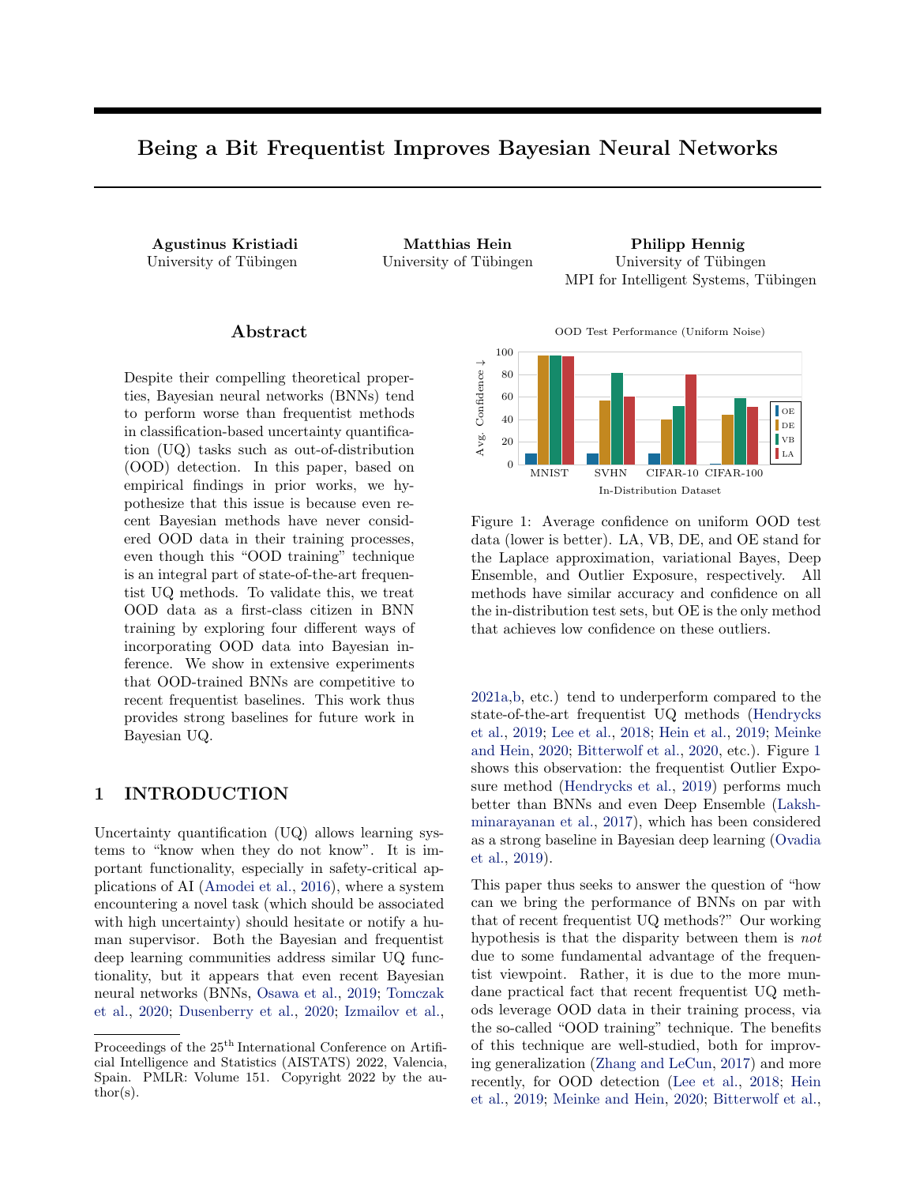# Being a Bit Frequentist Improves Bayesian Neural Networks

**Agustinus Kristiadi**
University of Tübingen

**Matthias Hein**
University of Tübingen

**Philipp Hennig**
University of Tübingen
MPI for Intelligent Systems, Tübingen

## Abstract

Despite their compelling theoretical properties, Bayesian neural networks (BNNs) tend to perform worse than frequentist methods in classification-based uncertainty quantification (UQ) tasks such as out-of-distribution (OOD) detection. In this paper, based on empirical findings in prior works, we hypothesize that this issue is because even recent Bayesian methods have never considered OOD data in their training processes, even though this "OOD training" technique is an integral part of state-of-the-art frequentist UQ methods. To validate this, we treat OOD data as a first-class citizen in BNN training by exploring four different ways of incorporating OOD data into Bayesian inference. We show in extensive experiments that OOD-trained BNNs are competitive to recent frequentist baselines. This work thus provides strong baselines for future work in Bayesian UQ.

## 1 INTRODUCTION

Uncertainty quantification (UQ) allows learning systems to "know when they do not know". It is important functionality, especially in safety-critical applications of AI (Amodei et al., 2016), where a system encountering a novel task (which should be associated with high uncertainty) should hesitate or notify a human supervisor. Both the Bayesian and frequentist deep learning communities address similar UQ functionality, but it appears that even recent Bayesian neural networks (BNNs, Osawa et al., 2019; Tomczak et al., 2020; Dusenberry et al., 2020; Izmailov et al., 2021a,b, etc.) tend to underperform compared to the state-of-the-art frequentist UQ methods (Hendrycks et al., 2019; Lee et al., 2018; Hein et al., 2019; Meinke and Hein, 2020; Bitterwolf et al., 2020, etc.). Figure 1 shows this observation: the frequentist Outlier Exposure method (Hendrycks et al., 2019) performs much better than BNNs and even Deep Ensemble (Lakshminarayanan et al., 2017), which has been considered as a strong baseline in Bayesian deep learning (Ovadia et al., 2019).

Figure 1: Average confidence on uniform OOD test data (lower is better). LA, VB, DE, and OE stand for the Laplace approximation, variational Bayes, Deep Ensemble, and Outlier Exposure, respectively. All methods have similar accuracy and confidence on all the in-distribution test sets, but OE is the only method that achieves low confidence on these outliers.

This paper thus seeks to answer the question of "how can we bring the performance of BNNs on par with that of recent frequentist UQ methods?" Our working hypothesis is that the disparity between them is *not* due to some fundamental advantage of the frequentist viewpoint. Rather, it is due to the more mundane practical fact that recent frequentist UQ methods leverage OOD data in their training process, via the so-called "OOD training" technique. The benefits of this technique are well-studied, both for improving generalization (Zhang and LeCun, 2017) and more recently, for OOD detection (Lee et al., 2018; Hein et al., 2019; Meinke and Hein, 2020; Bitterwolf et al.,

Proceedings of the 25[th] International Conference on Artificial Intelligence and Statistics (AISTATS) 2022, Valencia, Spain. PMLR: Volume 151. Copyright 2022 by the author(s).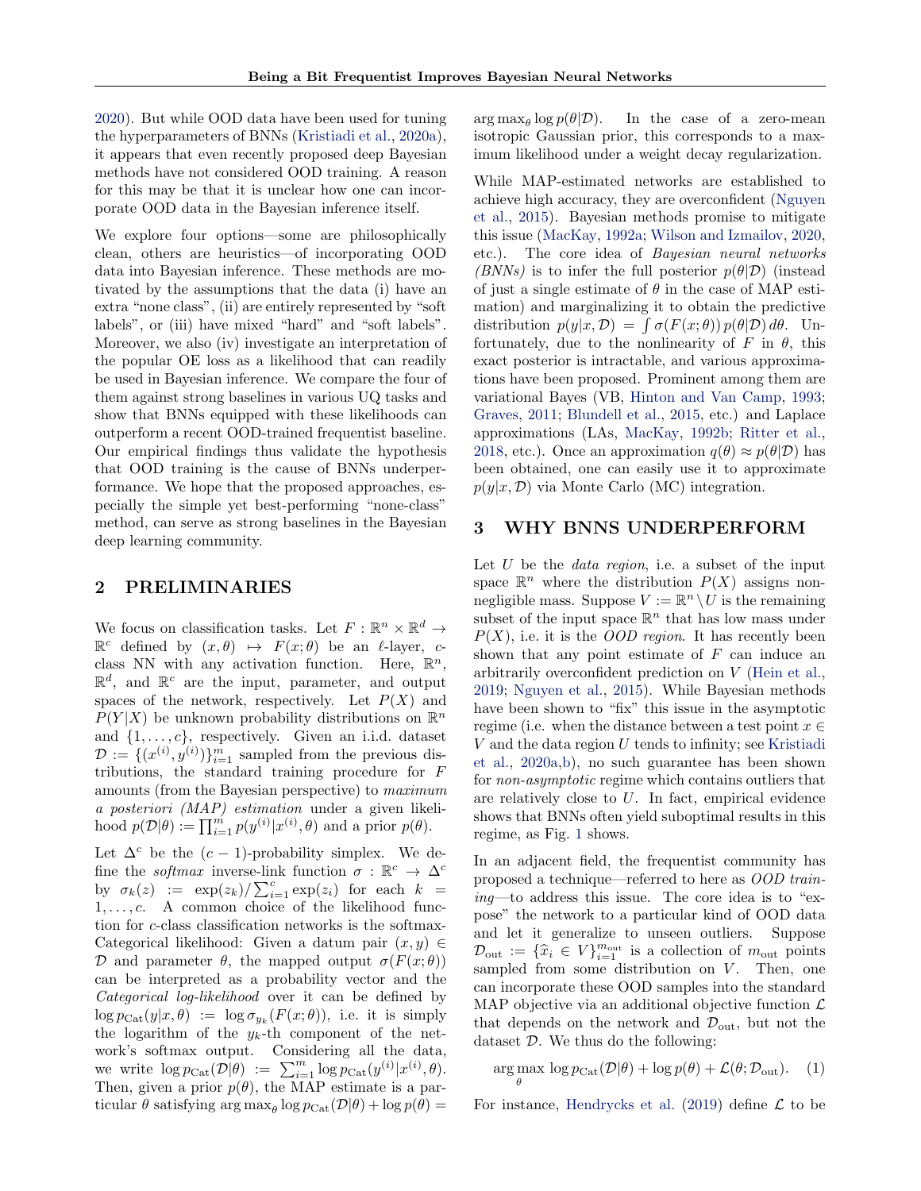2020). But while OOD data have been used for tuning the hyperparameters of BNNs (Kristiadi et al., 2020a), it appears that even recently proposed deep Bayesian methods have not considered OOD training. A reason for this may be that it is unclear how one can incorporate OOD data in the Bayesian inference itself.

We explore four options—some are philosophically clean, others are heuristics—of incorporating OOD data into Bayesian inference. These methods are motivated by the assumptions that the data (i) have an extra "none class", (ii) are entirely represented by "soft labels", or (iii) have mixed "hard" and "soft labels". Moreover, we also (iv) investigate an interpretation of the popular OE loss as a likelihood that can readily be used in Bayesian inference. We compare the four of them against strong baselines in various UQ tasks and show that BNNs equipped with these likelihoods can outperform a recent OOD-trained frequentist baseline. Our empirical findings thus validate the hypothesis that OOD training is the cause of BNNs underperformance. We hope that the proposed approaches, especially the simple yet best-performing "none-class" method, can serve as strong baselines in the Bayesian deep learning community.

## 2 PRELIMINARIES

We focus on classification tasks. Let $F : \mathbb{R}^n \times \mathbb{R}^d \to \mathbb{R}^c$ defined by $(x, \theta) \mapsto F(x; \theta)$ be an $\ell$-layer, $c$-class NN with any activation function. Here, $\mathbb{R}^n$, $\mathbb{R}^d$, and $\mathbb{R}^c$ are the input, parameter, and output spaces of the network, respectively. Let $P(X)$ and $P(Y|X)$ be unknown probability distributions on $\mathbb{R}^n$ and $\{1, \dots, c\}$, respectively. Given an i.i.d. dataset $\mathcal{D} := \{(x^{(i)}, y^{(i)})\}_{i=1}^m$ sampled from the previous distributions, the standard training procedure for $F$ amounts (from the Bayesian perspective) to *maximum a posteriori (MAP) estimation* under a given likelihood $p(\mathcal{D}|\theta) := \prod_{i=1}^m p(y^{(i)}|x^{(i)}, \theta)$ and a prior $p(\theta)$.

Let $\Delta^c$ be the $(c-1)$-probability simplex. We define the *softmax* inverse-link function $\sigma : \mathbb{R}^c \to \Delta^c$ by $\sigma_k(z) := \exp(z_k)/\sum_{i=1}^c \exp(z_i)$ for each $k = 1, \dots, c$. A common choice of the likelihood function for $c$-class classification networks is the softmax-Categorical likelihood: Given a datum pair $(x, y) \in \mathcal{D}$ and parameter $\theta$, the mapped output $\sigma(F(x; \theta))$ can be interpreted as a probability vector and the *Categorical log-likelihood* over it can be defined by $\log p_{\mathrm{Cat}}(y|x, \theta) := \log \sigma_{y_k}(F(x; \theta))$, i.e. it is simply the logarithm of the $y_k$-th component of the network's softmax output. Considering all the data, we write $\log p_{\mathrm{Cat}}(\mathcal{D}|\theta) := \sum_{i=1}^m \log p_{\mathrm{Cat}}(y^{(i)}|x^{(i)}, \theta)$. Then, given a prior $p(\theta)$, the MAP estimate is a particular $\theta$ satisfying $\arg\max_\theta \log p_{\mathrm{Cat}}(\mathcal{D}|\theta) + \log p(\theta) = \arg\max_\theta \log p(\theta|\mathcal{D})$. In the case of a zero-mean isotropic Gaussian prior, this corresponds to a maximum likelihood under a weight decay regularization.

While MAP-estimated networks are established to achieve high accuracy, they are overconfident (Nguyen et al., 2015). Bayesian methods promise to mitigate this issue (MacKay, 1992a; Wilson and Izmailov, 2020, etc.). The core idea of *Bayesian neural networks (BNNs)* is to infer the full posterior $p(\theta|\mathcal{D})$ (instead of just a single estimate of $\theta$ in the case of MAP estimation) and marginalizing it to obtain the predictive distribution $p(y|x, \mathcal{D}) = \int \sigma(F(x; \theta))\, p(\theta|\mathcal{D})\, d\theta$. Unfortunately, due to the nonlinearity of $F$ in $\theta$, this exact posterior is intractable, and various approximations have been proposed. Prominent among them are variational Bayes (VB, Hinton and Van Camp, 1993; Graves, 2011; Blundell et al., 2015, etc.) and Laplace approximations (LAs, MacKay, 1992b; Ritter et al., 2018, etc.). Once an approximation $q(\theta) \approx p(\theta|\mathcal{D})$ has been obtained, one can easily use it to approximate $p(y|x, \mathcal{D})$ via Monte Carlo (MC) integration.

## 3 WHY BNNS UNDERPERFORM

Let $U$ be the *data region*, i.e. a subset of the input space $\mathbb{R}^n$ where the distribution $P(X)$ assigns non-negligible mass. Suppose $V := \mathbb{R}^n \setminus U$ is the remaining subset of the input space $\mathbb{R}^n$ that has low mass under $P(X)$, i.e. it is the *OOD region*. It has recently been shown that any point estimate of $F$ can induce an arbitrarily overconfident prediction on $V$ (Hein et al., 2019; Nguyen et al., 2015). While Bayesian methods have been shown to "fix" this issue in the asymptotic regime (i.e. when the distance between a test point $x \in V$ and the data region $U$ tends to infinity; see Kristiadi et al., 2020a,b), no such guarantee has been shown for *non-asymptotic* regime which contains outliers that are relatively close to $U$. In fact, empirical evidence shows that BNNs often yield suboptimal results in this regime, as Fig. 1 shows.

In an adjacent field, the frequentist community has proposed a technique—referred to here as *OOD training*—to address this issue. The core idea is to "expose" the network to a particular kind of OOD data and let it generalize to unseen outliers. Suppose $\mathcal{D}_{\mathrm{out}} := \{\widehat{x}_i \in V\}_{i=1}^{m_{\mathrm{out}}}$ is a collection of $m_{\mathrm{out}}$ points sampled from some distribution on $V$. Then, one can incorporate these OOD samples into the standard MAP objective via an additional objective function $\mathcal{L}$ that depends on the network and $\mathcal{D}_{\mathrm{out}}$, but not the dataset $\mathcal{D}$. We thus do the following:

$$\arg\max_\theta \log p_{\mathrm{Cat}}(\mathcal{D}|\theta) + \log p(\theta) + \mathcal{L}(\theta; \mathcal{D}_{\mathrm{out}}). \quad (1)$$

For instance, Hendrycks et al. (2019) define $\mathcal{L}$ to be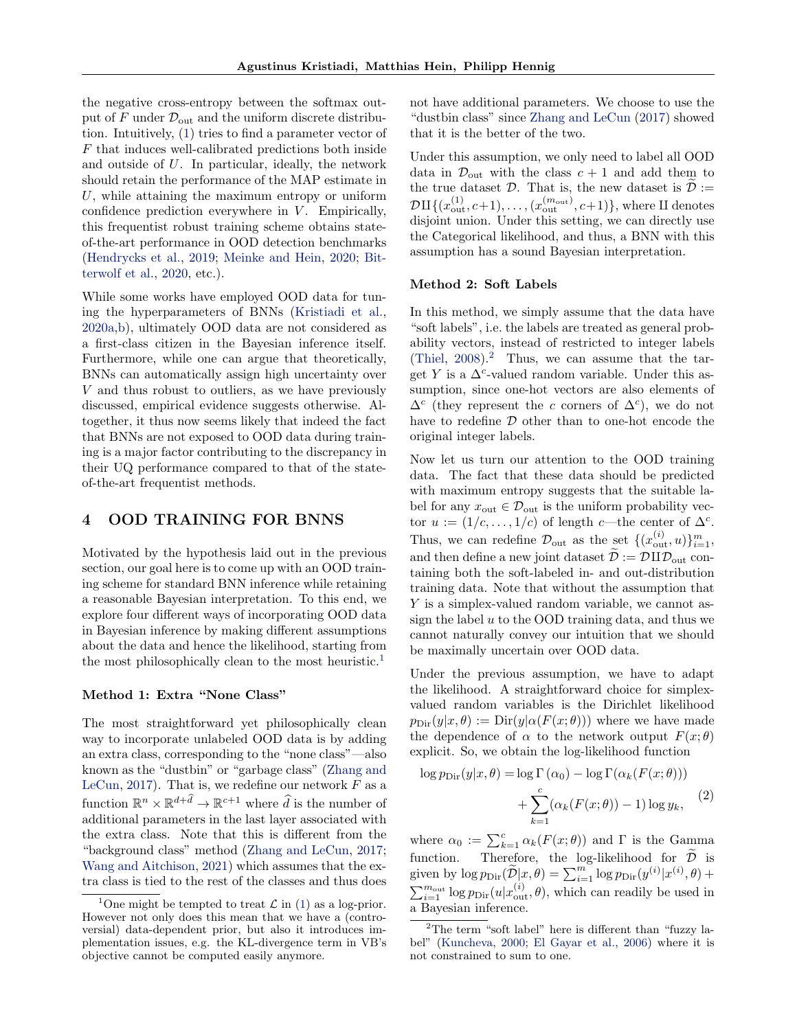the negative cross-entropy between the softmax output of $F$ under $\mathcal{D}_{\text{out}}$ and the uniform discrete distribution. Intuitively, (1) tries to find a parameter vector of $F$ that induces well-calibrated predictions both inside and outside of $U$. In particular, ideally, the network should retain the performance of the MAP estimate in $U$, while attaining the maximum entropy or uniform confidence prediction everywhere in $V$. Empirically, this frequentist robust training scheme obtains state-of-the-art performance in OOD detection benchmarks (Hendrycks et al., 2019; Meinke and Hein, 2020; Bitterwolf et al., 2020, etc.).

While some works have employed OOD data for tuning the hyperparameters of BNNs (Kristiadi et al., 2020a,b), ultimately OOD data are not considered as a first-class citizen in the Bayesian inference itself. Furthermore, while one can argue that theoretically, BNNs can automatically assign high uncertainty over $V$ and thus robust to outliers, as we have previously discussed, empirical evidence suggests otherwise. Altogether, it thus now seems likely that indeed the fact that BNNs are not exposed to OOD data during training is a major factor contributing to the discrepancy in their UQ performance compared to that of the state-of-the-art frequentist methods.

# 4 OOD TRAINING FOR BNNS

Motivated by the hypothesis laid out in the previous section, our goal here is to come up with an OOD training scheme for standard BNN inference while retaining a reasonable Bayesian interpretation. To this end, we explore four different ways of incorporating OOD data in Bayesian inference by making different assumptions about the data and hence the likelihood, starting from the most philosophically clean to the most heuristic.[1]

**Method 1: Extra "None Class"**

The most straightforward yet philosophically clean way to incorporate unlabeled OOD data is by adding an extra class, corresponding to the "none class"—also known as the "dustbin" or "garbage class" (Zhang and LeCun, 2017). That is, we redefine our network $F$ as a function $\mathbb{R}^n \times \mathbb{R}^{d+\widehat{d}} \to \mathbb{R}^{c+1}$ where $\widehat{d}$ is the number of additional parameters in the last layer associated with the extra class. Note that this is different from the "background class" method (Zhang and LeCun, 2017; Wang and Aitchison, 2021) which assumes that the extra class is tied to the rest of the classes and thus does not have additional parameters. We choose to use the "dustbin class" since Zhang and LeCun (2017) showed that it is the better of the two.

Under this assumption, we only need to label all OOD data in $\mathcal{D}_{\text{out}}$ with the class $c + 1$ and add them to the true dataset $\mathcal{D}$. That is, the new dataset is $\widetilde{\mathcal{D}} := \mathcal{D} \amalg \{(x^{(1)}_{\text{out}}, c{+}1), \dots, (x^{(m_{\text{out}})}_{\text{out}}, c{+}1)\}$, where $\amalg$ denotes disjoint union. Under this setting, we can directly use the Categorical likelihood, and thus, a BNN with this assumption has a sound Bayesian interpretation.

**Method 2: Soft Labels**

In this method, we simply assume that the data have "soft labels", i.e. the labels are treated as general probability vectors, instead of restricted to integer labels (Thiel, 2008).[2] Thus, we can assume that the target $Y$ is a $\Delta^c$-valued random variable. Under this assumption, since one-hot vectors are also elements of $\Delta^c$ (they represent the $c$ corners of $\Delta^c$), we do not have to redefine $\mathcal{D}$ other than to one-hot encode the original integer labels.

Now let us turn our attention to the OOD training data. The fact that these data should be predicted with maximum entropy suggests that the suitable label for any $x_{\text{out}} \in \mathcal{D}_{\text{out}}$ is the uniform probability vector $u := (1/c, \dots, 1/c)$ of length $c$—the center of $\Delta^c$. Thus, we can redefine $\mathcal{D}_{\text{out}}$ as the set $\{(x^{(i)}_{\text{out}}, u)\}_{i=1}^m$, and then define a new joint dataset $\widetilde{\mathcal{D}} := \mathcal{D} \amalg \mathcal{D}_{\text{out}}$ containing both the soft-labeled in- and out-distribution training data. Note that without the assumption that $Y$ is a simplex-valued random variable, we cannot assign the label $u$ to the OOD training data, and thus we cannot naturally convey our intuition that we should be maximally uncertain over OOD data.

Under the previous assumption, we have to adapt the likelihood. A straightforward choice for simplex-valued random variables is the Dirichlet likelihood $p_{\text{Dir}}(y|x, \theta) := \text{Dir}(y|\alpha(F(x; \theta)))$ where we have made the dependence of $\alpha$ to the network output $F(x; \theta)$ explicit. So, we obtain the log-likelihood function

$$
\begin{aligned}
\log p_{\text{Dir}}(y|x, \theta) = \log \Gamma(\alpha_0) - \log \Gamma(\alpha_k(F(x; \theta))) \\
+ \sum_{k=1}^{c} (\alpha_k(F(x; \theta)) - 1) \log y_k,
\end{aligned}
\tag{2}
$$

where $\alpha_0 := \sum_{k=1}^c \alpha_k(F(x; \theta))$ and $\Gamma$ is the Gamma function. Therefore, the log-likelihood for $\widetilde{\mathcal{D}}$ is given by $\log p_{\text{Dir}}(\widetilde{\mathcal{D}}|x, \theta) = \sum_{i=1}^m \log p_{\text{Dir}}(y^{(i)}|x^{(i)}, \theta) + \sum_{i=1}^{m_{\text{out}}} \log p_{\text{Dir}}(u|x^{(i)}_{\text{out}}, \theta)$, which can readily be used in a Bayesian inference.

[1] One might be tempted to treat $\mathcal{L}$ in (1) as a log-prior. However not only does this mean that we have a (controversial) data-dependent prior, but also it introduces implementation issues, e.g. the KL-divergence term in VB's objective cannot be computed easily anymore.

[2] The term "soft label" here is different than "fuzzy label" (Kuncheva, 2000; El Gayar et al., 2006) where it is not constrained to sum to one.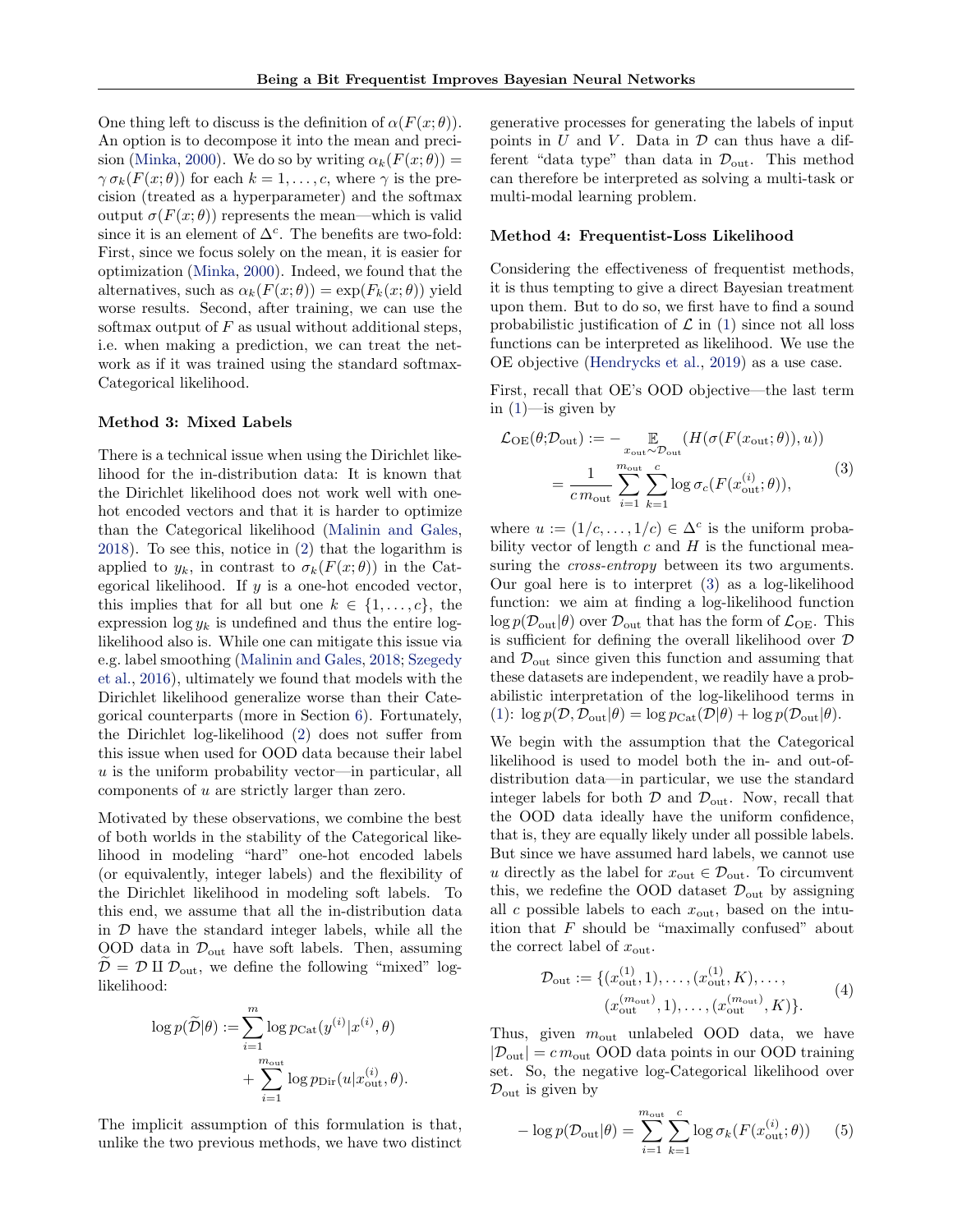One thing left to discuss is the definition of $\alpha(F(x;\theta))$. An option is to decompose it into the mean and precision (Minka, 2000). We do so by writing $\alpha_k(F(x;\theta)) = \gamma\,\sigma_k(F(x;\theta))$ for each $k = 1, \dots, c$, where $\gamma$ is the precision (treated as a hyperparameter) and the softmax output $\sigma(F(x;\theta))$ represents the mean—which is valid since it is an element of $\Delta^c$. The benefits are two-fold: First, since we focus solely on the mean, it is easier for optimization (Minka, 2000). Indeed, we found that the alternatives, such as $\alpha_k(F(x;\theta)) = \exp(F_k(x;\theta))$ yield worse results. Second, after training, we can use the softmax output of $F$ as usual without additional steps, i.e. when making a prediction, we can treat the network as if it was trained using the standard softmax-Categorical likelihood.

### Method 3: Mixed Labels

There is a technical issue when using the Dirichlet likelihood for the in-distribution data: It is known that the Dirichlet likelihood does not work well with one-hot encoded vectors and that it is harder to optimize than the Categorical likelihood (Malinin and Gales, 2018). To see this, notice in (2) that the logarithm is applied to $y_k$, in contrast to $\sigma_k(F(x;\theta))$ in the Categorical likelihood. If $y$ is a one-hot encoded vector, this implies that for all but one $k \in \{1, \dots, c\}$, the expression $\log y_k$ is undefined and thus the entire log-likelihood also is. While one can mitigate this issue via e.g. label smoothing (Malinin and Gales, 2018; Szegedy et al., 2016), ultimately we found that models with the Dirichlet likelihood generalize worse than their Categorical counterparts (more in Section 6). Fortunately, the Dirichlet log-likelihood (2) does not suffer from this issue when used for OOD data because their label $u$ is the uniform probability vector—in particular, all components of $u$ are strictly larger than zero.

Motivated by these observations, we combine the best of both worlds in the stability of the Categorical likelihood in modeling "hard" one-hot encoded labels (or equivalently, integer labels) and the flexibility of the Dirichlet likelihood in modeling soft labels. To this end, we assume that all the in-distribution data in $\mathcal{D}$ have the standard integer labels, while all the OOD data in $\mathcal{D}_{\text{out}}$ have soft labels. Then, assuming $\widetilde{\mathcal{D}} = \mathcal{D} \amalg \mathcal{D}_{\text{out}}$, we define the following "mixed" log-likelihood:

$$
\log p(\widetilde{\mathcal{D}}|\theta) := \sum_{i=1}^{m} \log p_{\text{Cat}}(y^{(i)}|x^{(i)}, \theta) + \sum_{i=1}^{m_{\text{out}}} \log p_{\text{Dir}}(u|x_{\text{out}}^{(i)}, \theta).
$$

The implicit assumption of this formulation is that, unlike the two previous methods, we have two distinct generative processes for generating the labels of input points in $U$ and $V$. Data in $\mathcal{D}$ can thus have a different "data type" than data in $\mathcal{D}_{\text{out}}$. This method can therefore be interpreted as solving a multi-task or multi-modal learning problem.

### Method 4: Frequentist-Loss Likelihood

Considering the effectiveness of frequentist methods, it is thus tempting to give a direct Bayesian treatment upon them. But to do so, we first have to find a sound probabilistic justification of $\mathcal{L}$ in (1) since not all loss functions can be interpreted as likelihood. We use the OE objective (Hendrycks et al., 2019) as a use case.

First, recall that OE's OOD objective—the last term in (1)—is given by

$$
\begin{aligned}
\mathcal{L}_{\text{OE}}(\theta;\mathcal{D}_{\text{out}}) &:= - \mathop{\mathbb{E}}_{x_{\text{out}} \sim \mathcal{D}_{\text{out}}} (H(\sigma(F(x_{\text{out}};\theta)), u)) \\
&= \frac{1}{c\, m_{\text{out}}} \sum_{i=1}^{m_{\text{out}}} \sum_{k=1}^{c} \log \sigma_c(F(x_{\text{out}}^{(i)};\theta)),
\end{aligned} \tag{3}
$$

where $u := (1/c, \dots, 1/c) \in \Delta^c$ is the uniform probability vector of length $c$ and $H$ is the functional measuring the *cross-entropy* between its two arguments. Our goal here is to interpret (3) as a log-likelihood function: we aim at finding a log-likelihood function $\log p(\mathcal{D}_{\text{out}}|\theta)$ over $\mathcal{D}_{\text{out}}$ that has the form of $\mathcal{L}_{\text{OE}}$. This is sufficient for defining the overall likelihood over $\mathcal{D}$ and $\mathcal{D}_{\text{out}}$ since given this function and assuming that these datasets are independent, we readily have a probabilistic interpretation of the log-likelihood terms in (1): $\log p(\mathcal{D}, \mathcal{D}_{\text{out}}|\theta) = \log p_{\text{Cat}}(\mathcal{D}|\theta) + \log p(\mathcal{D}_{\text{out}}|\theta)$.

We begin with the assumption that the Categorical likelihood is used to model both the in- and out-of-distribution data—in particular, we use the standard integer labels for both $\mathcal{D}$ and $\mathcal{D}_{\text{out}}$. Now, recall that the OOD data ideally have the uniform confidence, that is, they are equally likely under all possible labels. But since we have assumed hard labels, we cannot use $u$ directly as the label for $x_{\text{out}} \in \mathcal{D}_{\text{out}}$. To circumvent this, we redefine the OOD dataset $\mathcal{D}_{\text{out}}$ by assigning all $c$ possible labels to each $x_{\text{out}}$, based on the intuition that $F$ should be "maximally confused" about the correct label of $x_{\text{out}}$.

$$
\begin{aligned}
\mathcal{D}_{\text{out}} := \{&(x_{\text{out}}^{(1)}, 1), \dots, (x_{\text{out}}^{(1)}, K), \dots, \\
&(x_{\text{out}}^{(m_{\text{out}})}, 1), \dots, (x_{\text{out}}^{(m_{\text{out}})}, K)\}.
\end{aligned} \tag{4}
$$

Thus, given $m_{\text{out}}$ unlabeled OOD data, we have $|\mathcal{D}_{\text{out}}| = c\, m_{\text{out}}$ OOD data points in our OOD training set. So, the negative log-Categorical likelihood over $\mathcal{D}_{\text{out}}$ is given by

$$
-\log p(\mathcal{D}_{\text{out}}|\theta) = \sum_{i=1}^{m_{\text{out}}} \sum_{k=1}^{c} \log \sigma_k(F(x_{\text{out}}^{(i)};\theta)) \tag{5}
$$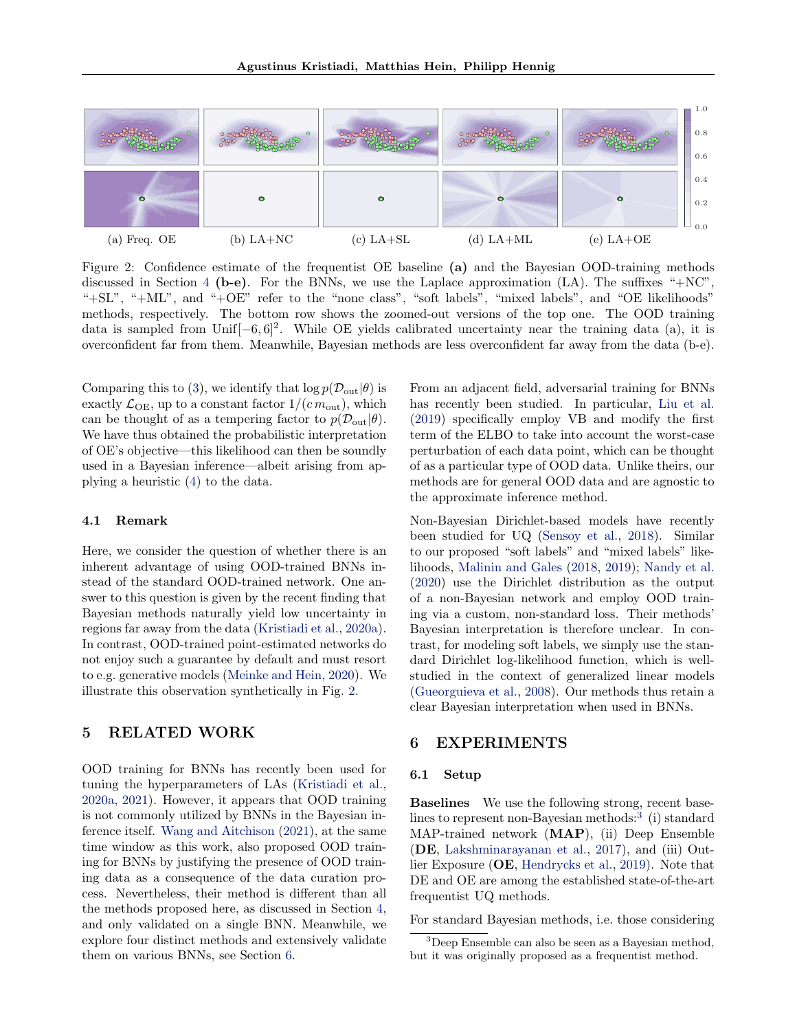(a) Freq. OE (b) LA+NC (c) LA+SL (d) LA+ML (e) LA+OE

Figure 2: Confidence estimate of the frequentist OE baseline **(a)** and the Bayesian OOD-training methods discussed in Section 4 **(b-e)**. For the BNNs, we use the Laplace approximation (LA). The suffixes "+NC", "+SL", "+ML", and "+OE" refer to the "none class", "soft labels", "mixed labels", and "OE likelihoods" methods, respectively. The bottom row shows the zoomed-out versions of the top one. The OOD training data is sampled from $\text{Unif}[-6, 6]^2$. While OE yields calibrated uncertainty near the training data (a), it is overconfident far from them. Meanwhile, Bayesian methods are less overconfident far away from the data (b-e).

Comparing this to (3), we identify that $\log p(\mathcal{D}_{\text{out}}|\theta)$ is exactly $\mathcal{L}_{\text{OE}}$, up to a constant factor $1/(c\, m_{\text{out}})$, which can be thought of as a tempering factor to $p(\mathcal{D}_{\text{out}}|\theta)$. We have thus obtained the probabilistic interpretation of OE's objective—this likelihood can then be soundly used in a Bayesian inference—albeit arising from applying a heuristic (4) to the data.

### 4.1 Remark

Here, we consider the question of whether there is an inherent advantage of using OOD-trained BNNs instead of the standard OOD-trained network. One answer to this question is given by the recent finding that Bayesian methods naturally yield low uncertainty in regions far away from the data (Kristiadi et al., 2020a). In contrast, OOD-trained point-estimated networks do not enjoy such a guarantee by default and must resort to e.g. generative models (Meinke and Hein, 2020). We illustrate this observation synthetically in Fig. 2.

## 5 RELATED WORK

OOD training for BNNs has recently been used for tuning the hyperparameters of LAs (Kristiadi et al., 2020a, 2021). However, it appears that OOD training is not commonly utilized by BNNs in the Bayesian inference itself. Wang and Aitchison (2021), at the same time window as this work, also proposed OOD training for BNNs by justifying the presence of OOD training data as a consequence of the data curation process. Nevertheless, their method is different than all the methods proposed here, as discussed in Section 4, and only validated on a single BNN. Meanwhile, we explore four distinct methods and extensively validate them on various BNNs, see Section 6.

From an adjacent field, adversarial training for BNNs has recently been studied. In particular, Liu et al. (2019) specifically employ VB and modify the first term of the ELBO to take into account the worst-case perturbation of each data point, which can be thought of as a particular type of OOD data. Unlike theirs, our methods are for general OOD data and are agnostic to the approximate inference method.

Non-Bayesian Dirichlet-based models have recently been studied for UQ (Sensoy et al., 2018). Similar to our proposed "soft labels" and "mixed labels" likelihoods, Malinin and Gales (2018, 2019); Nandy et al. (2020) use the Dirichlet distribution as the output of a non-Bayesian network and employ OOD training via a custom, non-standard loss. Their methods' Bayesian interpretation is therefore unclear. In contrast, for modeling soft labels, we simply use the standard Dirichlet log-likelihood function, which is well-studied in the context of generalized linear models (Gueorguieva et al., 2008). Our methods thus retain a clear Bayesian interpretation when used in BNNs.

## 6 EXPERIMENTS

### 6.1 Setup

**Baselines** We use the following strong, recent baselines to represent non-Bayesian methods:[3] (i) standard MAP-trained network (**MAP**), (ii) Deep Ensemble (**DE**, Lakshminarayanan et al., 2017), and (iii) Outlier Exposure (**OE**, Hendrycks et al., 2019). Note that DE and OE are among the established state-of-the-art frequentist UQ methods.

For standard Bayesian methods, i.e. those considering

[3]Deep Ensemble can also be seen as a Bayesian method, but it was originally proposed as a frequentist method.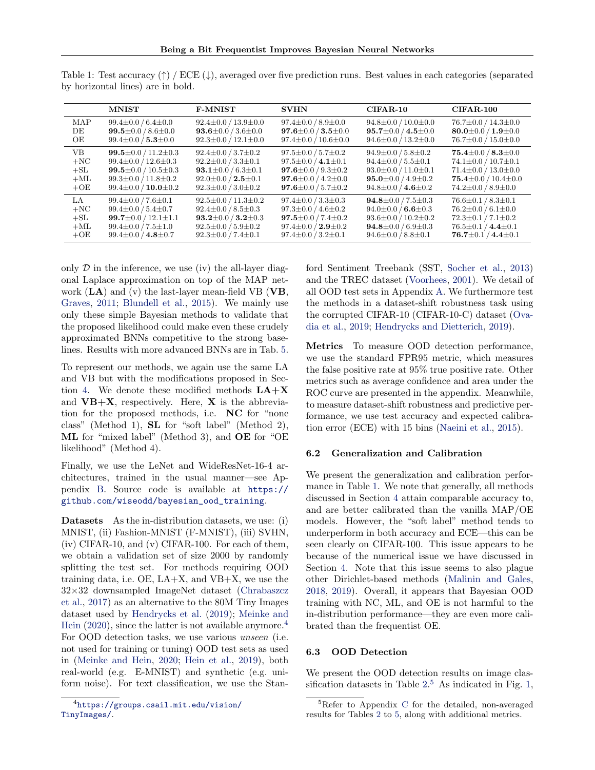Table 1: Test accuracy (↑) / ECE (↓), averaged over five prediction runs. Best values in each categories (separated by horizontal lines) are in bold.

| | MNIST | F-MNIST | SVHN | CIFAR-10 | CIFAR-100 |
|---|---|---|---|---|---|
| MAP | 99.4±0.0 / 6.4±0.0 | 92.4±0.0 / 13.9±0.0 | 97.4±0.0 / 8.9±0.0 | 94.8±0.0 / 10.0±0.0 | 76.7±0.0 / 14.3±0.0 |
| DE | **99.5**±0.0 / 8.6±0.0 | **93.6**±0.0 / 3.6±0.0 | **97.6**±0.0 / **3.5**±0.0 | **95.7**±0.0 / **4.5**±0.0 | **80.0**±0.0 / **1.9**±0.0 |
| OE | 99.4±0.0 / **5.3**±0.0 | 92.3±0.0 / 12.1±0.0 | 97.4±0.0 / 10.6±0.0 | 94.6±0.0 / 13.2±0.0 | 76.7±0.0 / 15.0±0.0 |
| VB | **99.5**±0.0 / 11.2±0.3 | 92.4±0.0 / 3.7±0.2 | 97.5±0.0 / 5.7±0.2 | 94.9±0.0 / 5.8±0.2 | **75.4**±0.0 / **8.3**±0.0 |
| +NC | 99.4±0.0 / 12.6±0.3 | 92.2±0.0 / 3.3±0.1 | 97.5±0.0 / **4.1**±0.1 | 94.4±0.0 / 5.5±0.1 | 74.1±0.0 / 10.7±0.1 |
| +SL | **99.5**±0.0 / 10.5±0.3 | **93.1**±0.0 / 6.3±0.1 | **97.6**±0.0 / 9.3±0.2 | 93.0±0.0 / 11.0±0.1 | 71.4±0.0 / 13.0±0.0 |
| +ML | 99.3±0.0 / 11.8±0.2 | 92.0±0.0 / **2.5**±0.1 | **97.6**±0.0 / 4.2±0.0 | **95.0**±0.0 / 4.9±0.2 | **75.4**±0.0 / 10.4±0.0 |
| +OE | 99.4±0.0 / **10.0**±0.2 | 92.3±0.0 / 3.0±0.2 | **97.6**±0.0 / 5.7±0.2 | 94.8±0.0 / **4.6**±0.2 | 74.2±0.0 / 8.9±0.0 |
| LA | 99.4±0.0 / 7.6±0.1 | 92.5±0.0 / 11.3±0.2 | 97.4±0.0 / 3.3±0.3 | **94.8**±0.0 / 7.5±0.3 | 76.6±0.1 / 8.3±0.1 |
| +NC | 99.4±0.0 / 5.4±0.7 | 92.4±0.0 / 8.5±0.3 | 97.3±0.0 / 4.6±0.2 | 94.0±0.0 / **6.6**±0.3 | 76.2±0.0 / 6.1±0.0 |
| +SL | **99.7**±0.0 / 12.1±1.1 | **93.2**±0.0 / **3.2**±0.3 | **97.5**±0.0 / 7.4±0.2 | 93.6±0.0 / 10.2±0.2 | 72.3±0.1 / 7.1±0.2 |
| +ML | 99.4±0.0 / 7.5±1.0 | 92.5±0.0 / 5.9±0.2 | 97.4±0.0 / **2.9**±0.2 | **94.8**±0.0 / 6.9±0.3 | 76.5±0.1 / **4.4**±0.1 |
| +OE | 99.4±0.0 / **4.8**±0.7 | 92.3±0.0 / 7.4±0.1 | 97.4±0.0 / 3.2±0.1 | 94.6±0.0 / 8.8±0.1 | **76.7**±0.1 / **4.4**±0.1 |

only $\mathcal{D}$ in the inference, we use (iv) the all-layer diagonal Laplace approximation on top of the MAP network (**LA**) and (v) the last-layer mean-field VB (**VB**, Graves, 2011; Blundell et al., 2015). We mainly use only these simple Bayesian methods to validate that the proposed likelihood could make even these crudely approximated BNNs competitive to the strong baselines. Results with more advanced BNNs are in Tab. 5.

To represent our methods, we again use the same LA and VB but with the modifications proposed in Section 4. We denote these modified methods **LA+X** and **VB+X**, respectively. Here, **X** is the abbreviation for the proposed methods, i.e. **NC** for "none class" (Method 1), **SL** for "soft label" (Method 2), **ML** for "mixed label" (Method 3), and **OE** for "OE likelihood" (Method 4).

Finally, we use the LeNet and WideResNet-16-4 architectures, trained in the usual manner—see Appendix B. Source code is available at `https://github.com/wiseodd/bayesian_ood_training`.

**Datasets** As the in-distribution datasets, we use: (i) MNIST, (ii) Fashion-MNIST (F-MNIST), (iii) SVHN, (iv) CIFAR-10, and (v) CIFAR-100. For each of them, we obtain a validation set of size 2000 by randomly splitting the test set. For methods requiring OOD training data, i.e. OE, LA+X, and VB+X, we use the 32×32 downsampled ImageNet dataset (Chrabaszcz et al., 2017) as an alternative to the 80M Tiny Images dataset used by Hendrycks et al. (2019); Meinke and Hein (2020), since the latter is not available anymore.[4] For OOD detection tasks, we use various *unseen* (i.e. not used for training or tuning) OOD test sets as used in (Meinke and Hein, 2020; Hein et al., 2019), both real-world (e.g. E-MNIST) and synthetic (e.g. uniform noise). For text classification, we use the Stanford Sentiment Treebank (SST, Socher et al., 2013) and the TREC dataset (Voorhees, 2001). We detail of all OOD test sets in Appendix A. We furthermore test the methods in a dataset-shift robustness task using the corrupted CIFAR-10 (CIFAR-10-C) dataset (Ovadia et al., 2019; Hendrycks and Dietterich, 2019).

**Metrics** To measure OOD detection performance, we use the standard FPR95 metric, which measures the false positive rate at 95% true positive rate. Other metrics such as average confidence and area under the ROC curve are presented in the appendix. Meanwhile, to measure dataset-shift robustness and predictive performance, we use test accuracy and expected calibration error (ECE) with 15 bins (Naeini et al., 2015).

### 6.2 Generalization and Calibration

We present the generalization and calibration performance in Table 1. We note that generally, all methods discussed in Section 4 attain comparable accuracy to, and are better calibrated than the vanilla MAP/OE models. However, the "soft label" method tends to underperform in both accuracy and ECE—this can be seen clearly on CIFAR-100. This issue appears to be because of the numerical issue we have discussed in Section 4. Note that this issue seems to also plague other Dirichlet-based methods (Malinin and Gales, 2018, 2019). Overall, it appears that Bayesian OOD training with NC, ML, and OE is not harmful to the in-distribution performance—they are even more calibrated than the frequentist OE.

### 6.3 OOD Detection

We present the OOD detection results on image classification datasets in Table 2.[5] As indicated in Fig. 1,

[4] `https://groups.csail.mit.edu/vision/TinyImages/`.

[5] Refer to Appendix C for the detailed, non-averaged results for Tables 2 to 5, along with additional metrics.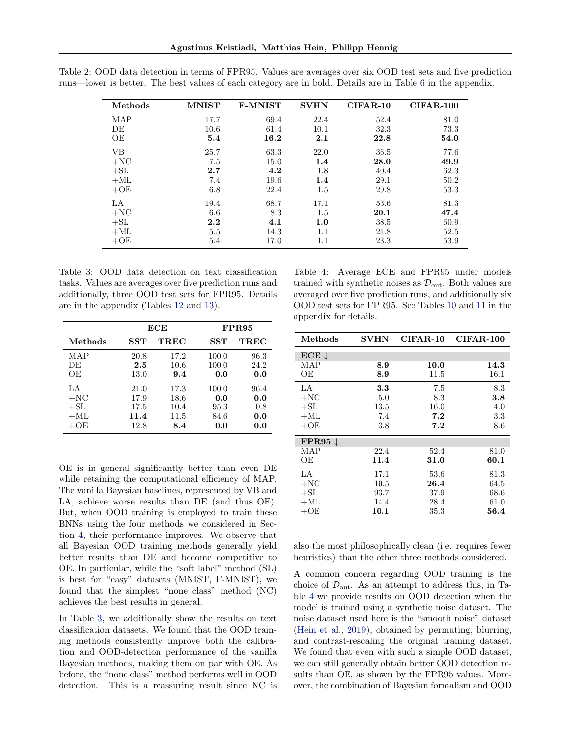Table 2: OOD data detection in terms of FPR95. Values are averages over six OOD test sets and five prediction runs—lower is better. The best values of each category are in bold. Details are in Table 6 in the appendix.

| Methods | MNIST | F-MNIST | SVHN | CIFAR-10 | CIFAR-100 |
|---|---|---|---|---|---|
| MAP | 17.7 | 69.4 | 22.4 | 52.4 | 81.0 |
| DE | 10.6 | 61.4 | 10.1 | 32.3 | 73.3 |
| OE | **5.4** | **16.2** | **2.1** | **22.8** | **54.0** |
| VB | 25.7 | 63.3 | 22.0 | 36.5 | 77.6 |
| +NC | 7.5 | 15.0 | **1.4** | **28.0** | **49.9** |
| +SL | **2.7** | **4.2** | 1.8 | 40.4 | 62.3 |
| +ML | 7.4 | 19.6 | **1.4** | 29.1 | 50.2 |
| +OE | 6.8 | 22.4 | 1.5 | 29.8 | 53.3 |
| LA | 19.4 | 68.7 | 17.1 | 53.6 | 81.3 |
| +NC | 6.6 | 8.3 | 1.5 | **20.1** | **47.4** |
| +SL | **2.2** | **4.1** | **1.0** | 38.5 | 60.9 |
| +ML | 5.5 | 14.3 | 1.1 | 21.8 | 52.5 |
| +OE | 5.4 | 17.0 | 1.1 | 23.3 | 53.9 |

Table 3: OOD data detection on text classification tasks. Values are averages over five prediction runs and additionally, three OOD test sets for FPR95. Details are in the appendix (Tables 12 and 13).

| | ECE | | FPR95 | |
|---|---|---|---|---|
| Methods | SST | TREC | SST | TREC |
| MAP | 20.8 | 17.2 | 100.0 | 96.3 |
| DE | **2.5** | 10.6 | 100.0 | 24.2 |
| OE | 13.0 | **9.4** | **0.0** | **0.0** |
| LA | 21.0 | 17.3 | 100.0 | 96.4 |
| +NC | 17.9 | 18.6 | **0.0** | **0.0** |
| +SL | 17.5 | 10.4 | 95.3 | 0.8 |
| +ML | **11.4** | 11.5 | 84.6 | **0.0** |
| +OE | 12.8 | **8.4** | **0.0** | **0.0** |

OE is in general significantly better than even DE while retaining the computational efficiency of MAP. The vanilla Bayesian baselines, represented by VB and LA, achieve worse results than DE (and thus OE). But, when OOD training is employed to train these BNNs using the four methods we considered in Section 4, their performance improves. We observe that all Bayesian OOD training methods generally yield better results than DE and become competitive to OE. In particular, while the "soft label" method (SL) is best for "easy" datasets (MNIST, F-MNIST), we found that the simplest "none class" method (NC) achieves the best results in general.

In Table 3, we additionally show the results on text classification datasets. We found that the OOD training methods consistently improve both the calibration and OOD-detection performance of the vanilla Bayesian methods, making them on par with OE. As before, the "none class" method performs well in OOD detection. This is a reassuring result since NC is also the most philosophically clean (i.e. requires fewer heuristics) than the other three methods considered.

Table 4: Average ECE and FPR95 under models trained with synthetic noises as $\mathcal{D}_{\text{out}}$. Both values are averaged over five prediction runs, and additionally six OOD test sets for FPR95. See Tables 10 and 11 in the appendix for details.

| Methods | SVHN | CIFAR-10 | CIFAR-100 |
|---|---|---|---|
| **ECE ↓** | | | |
| MAP | **8.9** | **10.0** | **14.3** |
| OE | **8.9** | 11.5 | 16.1 |
| LA | **3.3** | 7.5 | 8.3 |
| +NC | 5.0 | 8.3 | **3.8** |
| +SL | 13.5 | 16.0 | 4.0 |
| +ML | 7.4 | **7.2** | 3.3 |
| +OE | 3.8 | **7.2** | 8.6 |
| **FPR95 ↓** | | | |
| MAP | 22.4 | 52.4 | 81.0 |
| OE | **11.4** | **31.0** | **60.1** |
| LA | 17.1 | 53.6 | 81.3 |
| +NC | 10.5 | **26.4** | 64.5 |
| +SL | 93.7 | 37.9 | 68.6 |
| +ML | 14.4 | 28.4 | 61.0 |
| +OE | **10.1** | 35.3 | **56.4** |

A common concern regarding OOD training is the choice of $\mathcal{D}_{\text{out}}$. As an attempt to address this, in Table 4 we provide results on OOD detection when the model is trained using a synthetic noise dataset. The noise dataset used here is the "smooth noise" dataset (Hein et al., 2019), obtained by permuting, blurring, and contrast-rescaling the original training dataset. We found that even with such a simple OOD dataset, we can still generally obtain better OOD detection results than OE, as shown by the FPR95 values. Moreover, the combination of Bayesian formalism and OOD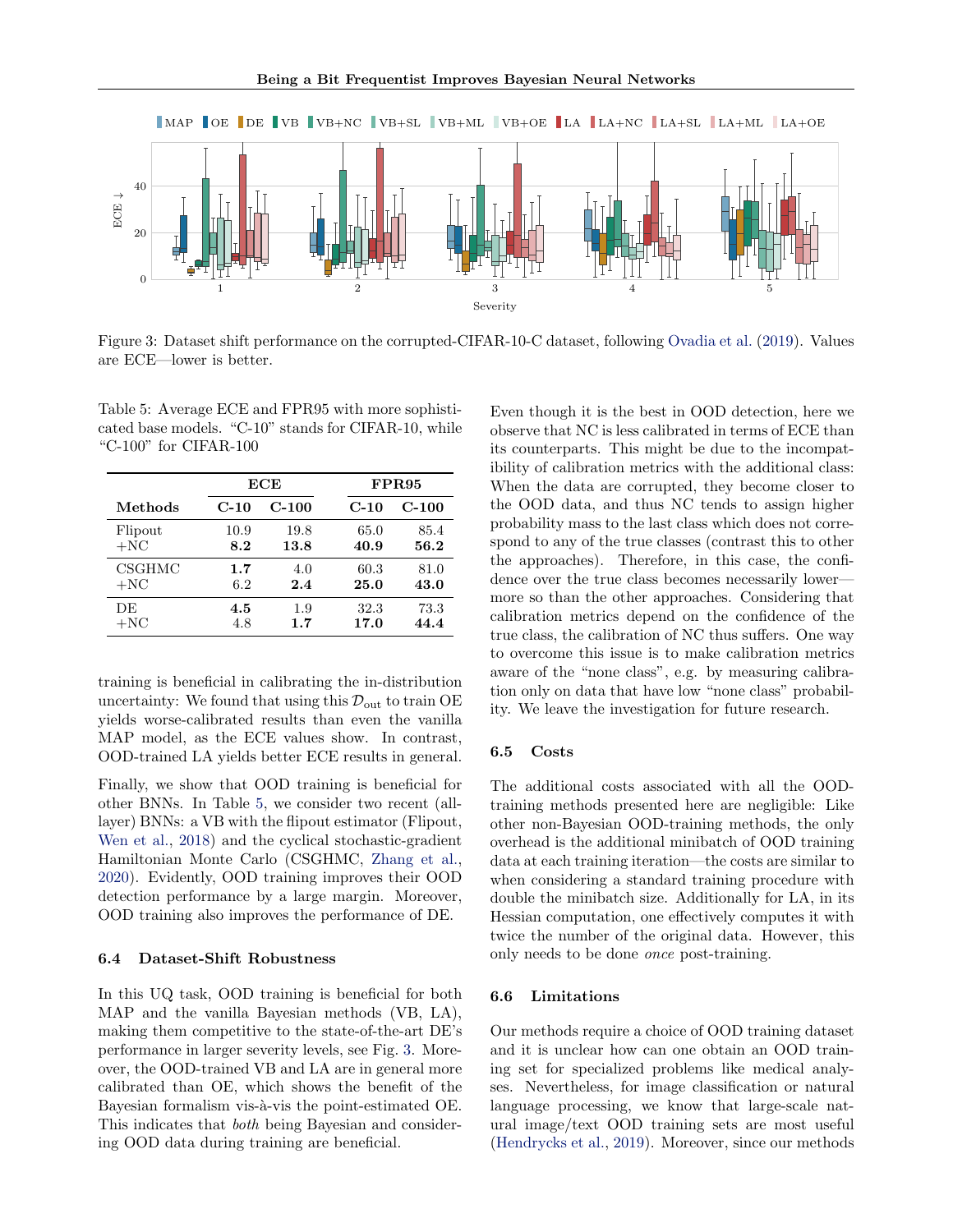Figure 3: Dataset shift performance on the corrupted-CIFAR-10-C dataset, following Ovadia et al. (2019). Values are ECE—lower is better.

Table 5: Average ECE and FPR95 with more sophisticated base models. "C-10" stands for CIFAR-10, while "C-100" for CIFAR-100

| | ECE | | FPR95 | |
|---|---|---|---|---|
| **Methods** | **C-10** | **C-100** | **C-10** | **C-100** |
| Flipout | 10.9 | 19.8 | 65.0 | 85.4 |
| +NC | **8.2** | **13.8** | **40.9** | **56.2** |
| CSGHMC | **1.7** | 4.0 | 60.3 | 81.0 |
| +NC | 6.2 | **2.4** | **25.0** | **43.0** |
| DE | **4.5** | 1.9 | 32.3 | 73.3 |
| +NC | 4.8 | **1.7** | **17.0** | **44.4** |

training is beneficial in calibrating the in-distribution uncertainty: We found that using this $\mathcal{D}_{\text{out}}$ to train OE yields worse-calibrated results than even the vanilla MAP model, as the ECE values show. In contrast, OOD-trained LA yields better ECE results in general.

Finally, we show that OOD training is beneficial for other BNNs. In Table 5, we consider two recent (all-layer) BNNs: a VB with the flipout estimator (Flipout, Wen et al., 2018) and the cyclical stochastic-gradient Hamiltonian Monte Carlo (CSGHMC, Zhang et al., 2020). Evidently, OOD training improves their OOD detection performance by a large margin. Moreover, OOD training also improves the performance of DE.

### 6.4 Dataset-Shift Robustness

In this UQ task, OOD training is beneficial for both MAP and the vanilla Bayesian methods (VB, LA), making them competitive to the state-of-the-art DE's performance in larger severity levels, see Fig. 3. Moreover, the OOD-trained VB and LA are in general more calibrated than OE, which shows the benefit of the Bayesian formalism vis-à-vis the point-estimated OE. This indicates that *both* being Bayesian and considering OOD data during training are beneficial.

Even though it is the best in OOD detection, here we observe that NC is less calibrated in terms of ECE than its counterparts. This might be due to the incompatibility of calibration metrics with the additional class: When the data are corrupted, they become closer to the OOD data, and thus NC tends to assign higher probability mass to the last class which does not correspond to any of the true classes (contrast this to other the approaches). Therefore, in this case, the confidence over the true class becomes necessarily lower—more so than the other approaches. Considering that calibration metrics depend on the confidence of the true class, the calibration of NC thus suffers. One way to overcome this issue is to make calibration metrics aware of the "none class", e.g. by measuring calibration only on data that have low "none class" probability. We leave the investigation for future research.

### 6.5 Costs

The additional costs associated with all the OOD-training methods presented here are negligible: Like other non-Bayesian OOD-training methods, the only overhead is the additional minibatch of OOD training data at each training iteration—the costs are similar to when considering a standard training procedure with double the minibatch size. Additionally for LA, in its Hessian computation, one effectively computes it with twice the number of the original data. However, this only needs to be done *once* post-training.

### 6.6 Limitations

Our methods require a choice of OOD training dataset and it is unclear how can one obtain an OOD training set for specialized problems like medical analyses. Nevertheless, for image classification or natural language processing, we know that large-scale natural image/text OOD training sets are most useful (Hendrycks et al., 2019). Moreover, since our methods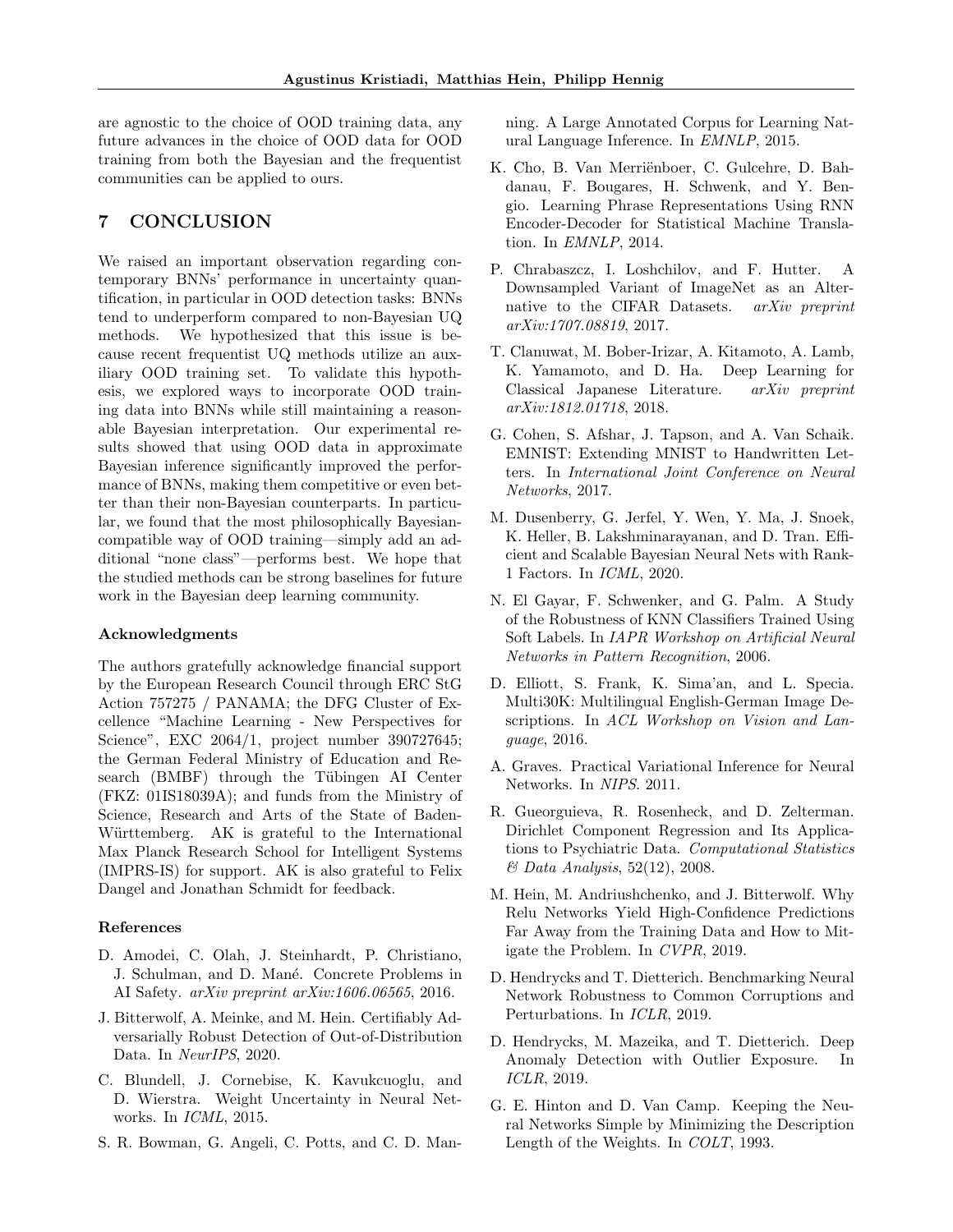are agnostic to the choice of OOD training data, any future advances in the choice of OOD data for OOD training from both the Bayesian and the frequentist communities can be applied to ours.

## 7 CONCLUSION

We raised an important observation regarding contemporary BNNs' performance in uncertainty quantification, in particular in OOD detection tasks: BNNs tend to underperform compared to non-Bayesian UQ methods. We hypothesized that this issue is because recent frequentist UQ methods utilize an auxiliary OOD training set. To validate this hypothesis, we explored ways to incorporate OOD training data into BNNs while still maintaining a reasonable Bayesian interpretation. Our experimental results showed that using OOD data in approximate Bayesian inference significantly improved the performance of BNNs, making them competitive or even better than their non-Bayesian counterparts. In particular, we found that the most philosophically Bayesian-compatible way of OOD training—simply add an additional "none class"—performs best. We hope that the studied methods can be strong baselines for future work in the Bayesian deep learning community.

### Acknowledgments

The authors gratefully acknowledge financial support by the European Research Council through ERC StG Action 757275 / PANAMA; the DFG Cluster of Excellence "Machine Learning - New Perspectives for Science", EXC 2064/1, project number 390727645; the German Federal Ministry of Education and Research (BMBF) through the Tübingen AI Center (FKZ: 01IS18039A); and funds from the Ministry of Science, Research and Arts of the State of Baden-Württemberg. AK is grateful to the International Max Planck Research School for Intelligent Systems (IMPRS-IS) for support. AK is also grateful to Felix Dangel and Jonathan Schmidt for feedback.

### References

D. Amodei, C. Olah, J. Steinhardt, P. Christiano, J. Schulman, and D. Mané. Concrete Problems in AI Safety. *arXiv preprint arXiv:1606.06565*, 2016.

J. Bitterwolf, A. Meinke, and M. Hein. Certifiably Adversarially Robust Detection of Out-of-Distribution Data. In *NeurIPS*, 2020.

C. Blundell, J. Cornebise, K. Kavukcuoglu, and D. Wierstra. Weight Uncertainty in Neural Networks. In *ICML*, 2015.

S. R. Bowman, G. Angeli, C. Potts, and C. D. Manning. A Large Annotated Corpus for Learning Natural Language Inference. In *EMNLP*, 2015.

K. Cho, B. Van Merriënboer, C. Gulcehre, D. Bahdanau, F. Bougares, H. Schwenk, and Y. Bengio. Learning Phrase Representations Using RNN Encoder-Decoder for Statistical Machine Translation. In *EMNLP*, 2014.

P. Chrabaszcz, I. Loshchilov, and F. Hutter. A Downsampled Variant of ImageNet as an Alternative to the CIFAR Datasets. *arXiv preprint arXiv:1707.08819*, 2017.

T. Clanuwat, M. Bober-Irizar, A. Kitamoto, A. Lamb, K. Yamamoto, and D. Ha. Deep Learning for Classical Japanese Literature. *arXiv preprint arXiv:1812.01718*, 2018.

G. Cohen, S. Afshar, J. Tapson, and A. Van Schaik. EMNIST: Extending MNIST to Handwritten Letters. In *International Joint Conference on Neural Networks*, 2017.

M. Dusenberry, G. Jerfel, Y. Wen, Y. Ma, J. Snoek, K. Heller, B. Lakshminarayanan, and D. Tran. Efficient and Scalable Bayesian Neural Nets with Rank-1 Factors. In *ICML*, 2020.

N. El Gayar, F. Schwenker, and G. Palm. A Study of the Robustness of KNN Classifiers Trained Using Soft Labels. In *IAPR Workshop on Artificial Neural Networks in Pattern Recognition*, 2006.

D. Elliott, S. Frank, K. Sima'an, and L. Specia. Multi30K: Multilingual English-German Image Descriptions. In *ACL Workshop on Vision and Language*, 2016.

A. Graves. Practical Variational Inference for Neural Networks. In *NIPS*. 2011.

R. Gueorguieva, R. Rosenheck, and D. Zelterman. Dirichlet Component Regression and Its Applications to Psychiatric Data. *Computational Statistics & Data Analysis*, 52(12), 2008.

M. Hein, M. Andriushchenko, and J. Bitterwolf. Why Relu Networks Yield High-Confidence Predictions Far Away from the Training Data and How to Mitigate the Problem. In *CVPR*, 2019.

D. Hendrycks and T. Dietterich. Benchmarking Neural Network Robustness to Common Corruptions and Perturbations. In *ICLR*, 2019.

D. Hendrycks, M. Mazeika, and T. Dietterich. Deep Anomaly Detection with Outlier Exposure. In *ICLR*, 2019.

G. E. Hinton and D. Van Camp. Keeping the Neural Networks Simple by Minimizing the Description Length of the Weights. In *COLT*, 1993.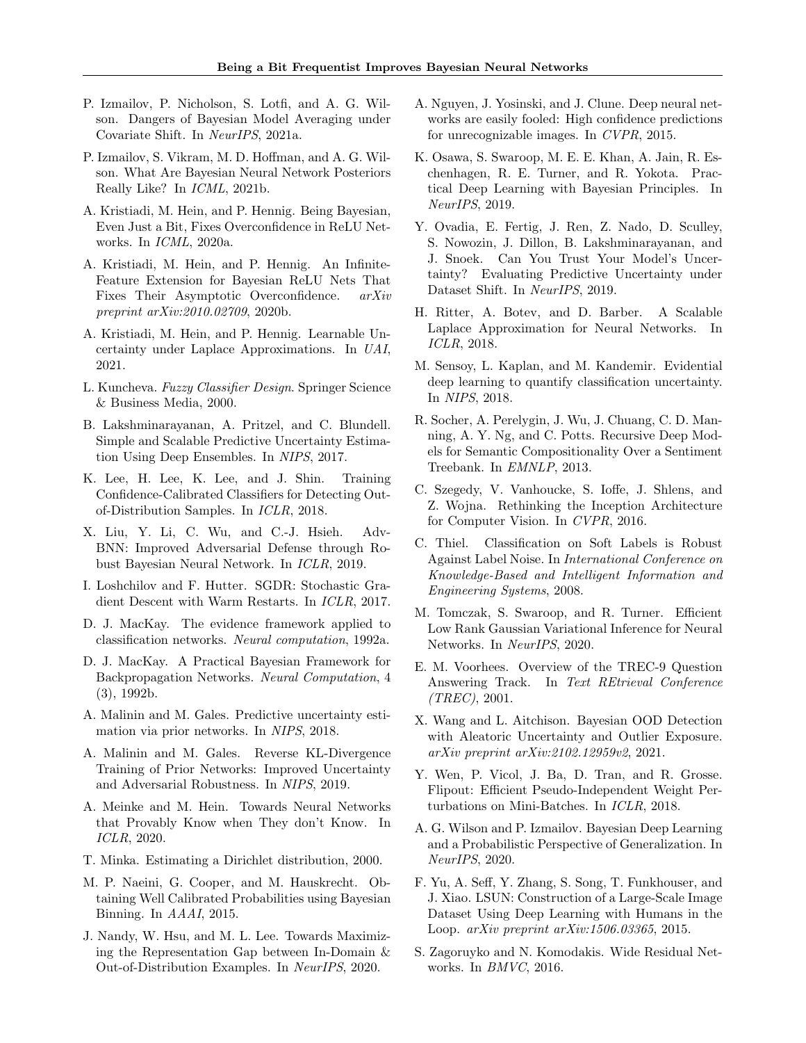P. Izmailov, P. Nicholson, S. Lotfi, and A. G. Wilson. Dangers of Bayesian Model Averaging under Covariate Shift. In *NeurIPS*, 2021a.

P. Izmailov, S. Vikram, M. D. Hoffman, and A. G. Wilson. What Are Bayesian Neural Network Posteriors Really Like? In *ICML*, 2021b.

A. Kristiadi, M. Hein, and P. Hennig. Being Bayesian, Even Just a Bit, Fixes Overconfidence in ReLU Networks. In *ICML*, 2020a.

A. Kristiadi, M. Hein, and P. Hennig. An Infinite-Feature Extension for Bayesian ReLU Nets That Fixes Their Asymptotic Overconfidence. *arXiv preprint arXiv:2010.02709*, 2020b.

A. Kristiadi, M. Hein, and P. Hennig. Learnable Uncertainty under Laplace Approximations. In *UAI*, 2021.

L. Kuncheva. *Fuzzy Classifier Design*. Springer Science & Business Media, 2000.

B. Lakshminarayanan, A. Pritzel, and C. Blundell. Simple and Scalable Predictive Uncertainty Estimation Using Deep Ensembles. In *NIPS*, 2017.

K. Lee, H. Lee, K. Lee, and J. Shin. Training Confidence-Calibrated Classifiers for Detecting Out-of-Distribution Samples. In *ICLR*, 2018.

X. Liu, Y. Li, C. Wu, and C.-J. Hsieh. Adv-BNN: Improved Adversarial Defense through Robust Bayesian Neural Network. In *ICLR*, 2019.

I. Loshchilov and F. Hutter. SGDR: Stochastic Gradient Descent with Warm Restarts. In *ICLR*, 2017.

D. J. MacKay. The evidence framework applied to classification networks. *Neural computation*, 1992a.

D. J. MacKay. A Practical Bayesian Framework for Backpropagation Networks. *Neural Computation*, 4 (3), 1992b.

A. Malinin and M. Gales. Predictive uncertainty estimation via prior networks. In *NIPS*, 2018.

A. Malinin and M. Gales. Reverse KL-Divergence Training of Prior Networks: Improved Uncertainty and Adversarial Robustness. In *NIPS*, 2019.

A. Meinke and M. Hein. Towards Neural Networks that Provably Know when They don't Know. In *ICLR*, 2020.

T. Minka. Estimating a Dirichlet distribution, 2000.

M. P. Naeini, G. Cooper, and M. Hauskrecht. Obtaining Well Calibrated Probabilities using Bayesian Binning. In *AAAI*, 2015.

J. Nandy, W. Hsu, and M. L. Lee. Towards Maximizing the Representation Gap between In-Domain & Out-of-Distribution Examples. In *NeurIPS*, 2020.

A. Nguyen, J. Yosinski, and J. Clune. Deep neural networks are easily fooled: High confidence predictions for unrecognizable images. In *CVPR*, 2015.

K. Osawa, S. Swaroop, M. E. E. Khan, A. Jain, R. Eschenhagen, R. E. Turner, and R. Yokota. Practical Deep Learning with Bayesian Principles. In *NeurIPS*, 2019.

Y. Ovadia, E. Fertig, J. Ren, Z. Nado, D. Sculley, S. Nowozin, J. Dillon, B. Lakshminarayanan, and J. Snoek. Can You Trust Your Model's Uncertainty? Evaluating Predictive Uncertainty under Dataset Shift. In *NeurIPS*, 2019.

H. Ritter, A. Botev, and D. Barber. A Scalable Laplace Approximation for Neural Networks. In *ICLR*, 2018.

M. Sensoy, L. Kaplan, and M. Kandemir. Evidential deep learning to quantify classification uncertainty. In *NIPS*, 2018.

R. Socher, A. Perelygin, J. Wu, J. Chuang, C. D. Manning, A. Y. Ng, and C. Potts. Recursive Deep Models for Semantic Compositionality Over a Sentiment Treebank. In *EMNLP*, 2013.

C. Szegedy, V. Vanhoucke, S. Ioffe, J. Shlens, and Z. Wojna. Rethinking the Inception Architecture for Computer Vision. In *CVPR*, 2016.

C. Thiel. Classification on Soft Labels is Robust Against Label Noise. In *International Conference on Knowledge-Based and Intelligent Information and Engineering Systems*, 2008.

M. Tomczak, S. Swaroop, and R. Turner. Efficient Low Rank Gaussian Variational Inference for Neural Networks. In *NeurIPS*, 2020.

E. M. Voorhees. Overview of the TREC-9 Question Answering Track. In *Text REtrieval Conference (TREC)*, 2001.

X. Wang and L. Aitchison. Bayesian OOD Detection with Aleatoric Uncertainty and Outlier Exposure. *arXiv preprint arXiv:2102.12959v2*, 2021.

Y. Wen, P. Vicol, J. Ba, D. Tran, and R. Grosse. Flipout: Efficient Pseudo-Independent Weight Perturbations on Mini-Batches. In *ICLR*, 2018.

A. G. Wilson and P. Izmailov. Bayesian Deep Learning and a Probabilistic Perspective of Generalization. In *NeurIPS*, 2020.

F. Yu, A. Seff, Y. Zhang, S. Song, T. Funkhouser, and J. Xiao. LSUN: Construction of a Large-Scale Image Dataset Using Deep Learning with Humans in the Loop. *arXiv preprint arXiv:1506.03365*, 2015.

S. Zagoruyko and N. Komodakis. Wide Residual Networks. In *BMVC*, 2016.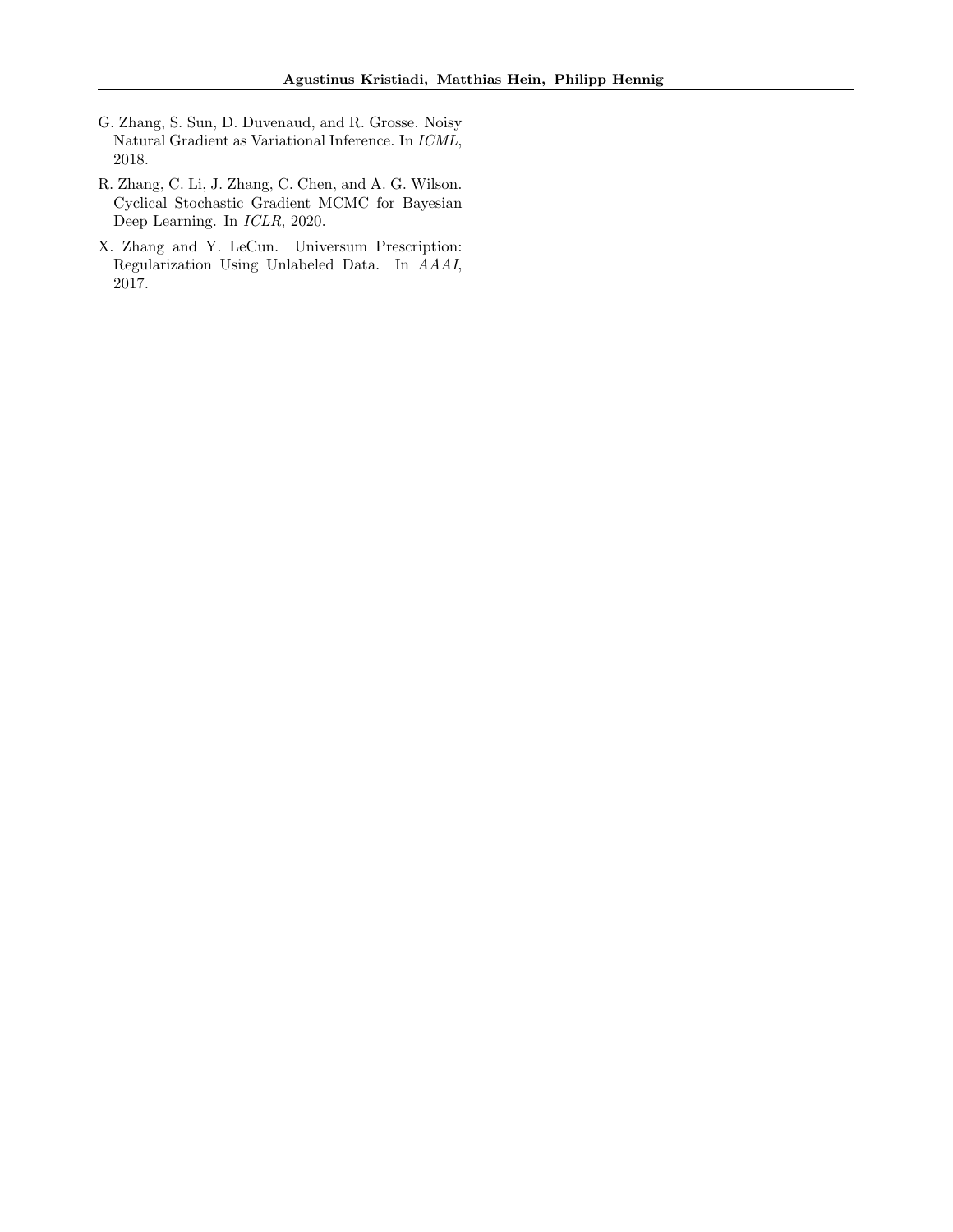G. Zhang, S. Sun, D. Duvenaud, and R. Grosse. Noisy Natural Gradient as Variational Inference. In *ICML*, 2018.

R. Zhang, C. Li, J. Zhang, C. Chen, and A. G. Wilson. Cyclical Stochastic Gradient MCMC for Bayesian Deep Learning. In *ICLR*, 2020.

X. Zhang and Y. LeCun. Universum Prescription: Regularization Using Unlabeled Data. In *AAAI*, 2017.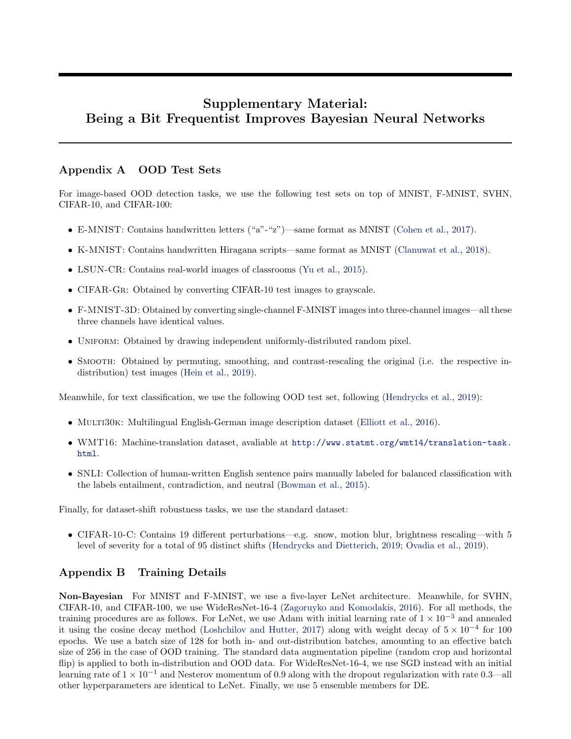# Supplementary Material: Being a Bit Frequentist Improves Bayesian Neural Networks

## Appendix A OOD Test Sets

For image-based OOD detection tasks, we use the following test sets on top of MNIST, F-MNIST, SVHN, CIFAR-10, and CIFAR-100:

- E-MNIST: Contains handwritten letters ("a"-"z")—same format as MNIST (Cohen et al., 2017).
- K-MNIST: Contains handwritten Hiragana scripts—same format as MNIST (Clanuwat et al., 2018).
- LSUN-CR: Contains real-world images of classrooms (Yu et al., 2015).
- CIFAR-Gr: Obtained by converting CIFAR-10 test images to grayscale.
- F-MNIST-3D: Obtained by converting single-channel F-MNIST images into three-channel images—all these three channels have identical values.
- Uniform: Obtained by drawing independent uniformly-distributed random pixel.
- Smooth: Obtained by permuting, smoothing, and contrast-rescaling the original (i.e. the respective in-distribution) test images (Hein et al., 2019).

Meanwhile, for text classification, we use the following OOD test set, following (Hendrycks et al., 2019):

- Multi30k: Multilingual English-German image description dataset (Elliott et al., 2016).
- WMT16: Machine-translation dataset, avaliable at http://www.statmt.org/wmt14/translation-task.html.
- SNLI: Collection of human-written English sentence pairs manually labeled for balanced classification with the labels entailment, contradiction, and neutral (Bowman et al., 2015).

Finally, for dataset-shift robustness tasks, we use the standard dataset:

- CIFAR-10-C: Contains 19 different perturbations—e.g. snow, motion blur, brightness rescaling—with 5 level of severity for a total of 95 distinct shifts (Hendrycks and Dietterich, 2019; Ovadia et al., 2019).

## Appendix B Training Details

**Non-Bayesian** For MNIST and F-MNIST, we use a five-layer LeNet architecture. Meanwhile, for SVHN, CIFAR-10, and CIFAR-100, we use WideResNet-16-4 (Zagoruyko and Komodakis, 2016). For all methods, the training procedures are as follows. For LeNet, we use Adam with initial learning rate of $1 \times 10^{-3}$ and annealed it using the cosine decay method (Loshchilov and Hutter, 2017) along with weight decay of $5 \times 10^{-4}$ for 100 epochs. We use a batch size of 128 for both in- and out-distribution batches, amounting to an effective batch size of 256 in the case of OOD training. The standard data augmentation pipeline (random crop and horizontal flip) is applied to both in-distribution and OOD data. For WideResNet-16-4, we use SGD instead with an initial learning rate of $1 \times 10^{-1}$ and Nesterov momentum of 0.9 along with the dropout regularization with rate 0.3—all other hyperparameters are identical to LeNet. Finally, we use 5 ensemble members for DE.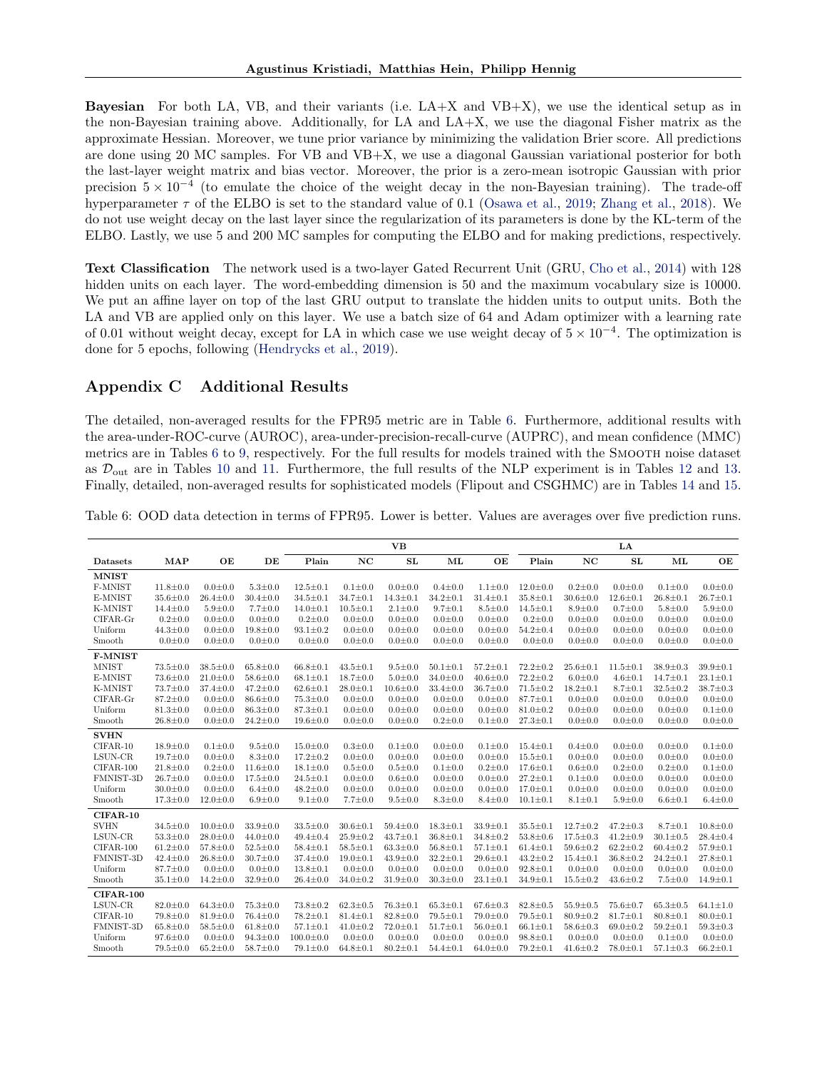**Bayesian** For both LA, VB, and their variants (i.e. LA+X and VB+X), we use the identical setup as in the non-Bayesian training above. Additionally, for LA and LA+X, we use the diagonal Fisher matrix as the approximate Hessian. Moreover, we tune prior variance by minimizing the validation Brier score. All predictions are done using 20 MC samples. For VB and VB+X, we use a diagonal Gaussian variational posterior for both the last-layer weight matrix and bias vector. Moreover, the prior is a zero-mean isotropic Gaussian with prior precision $5 \times 10^{-4}$ (to emulate the choice of the weight decay in the non-Bayesian training). The trade-off hyperparameter $\tau$ of the ELBO is set to the standard value of 0.1 (Osawa et al., 2019; Zhang et al., 2018). We do not use weight decay on the last layer since the regularization of its parameters is done by the KL-term of the ELBO. Lastly, we use 5 and 200 MC samples for computing the ELBO and for making predictions, respectively.

**Text Classification** The network used is a two-layer Gated Recurrent Unit (GRU, Cho et al., 2014) with 128 hidden units on each layer. The word-embedding dimension is 50 and the maximum vocabulary size is 10000. We put an affine layer on top of the last GRU output to translate the hidden units to output units. Both the LA and VB are applied only on this layer. We use a batch size of 64 and Adam optimizer with a learning rate of 0.01 without weight decay, except for LA in which case we use weight decay of $5 \times 10^{-4}$. The optimization is done for 5 epochs, following (Hendrycks et al., 2019).

## Appendix C Additional Results

The detailed, non-averaged results for the FPR95 metric are in Table 6. Furthermore, additional results with the area-under-ROC-curve (AUROC), area-under-precision-recall-curve (AUPRC), and mean confidence (MMC) metrics are in Tables 6 to 9, respectively. For the full results for models trained with the SMOOTH noise dataset as $\mathcal{D}_{\text{out}}$ are in Tables 10 and 11. Furthermore, the full results of the NLP experiment is in Tables 12 and 13. Finally, detailed, non-averaged results for sophisticated models (Flipout and CSGHMC) are in Tables 14 and 15.

Table 6: OOD data detection in terms of FPR95. Lower is better. Values are averages over five prediction runs.

| | | | | VB | | | | | LA | | | | |
|---|---|---|---|---|---|---|---|---|---|---|---|---|---|
| **Datasets** | **MAP** | **OE** | **DE** | **Plain** | **NC** | **SL** | **ML** | **OE** | **Plain** | **NC** | **SL** | **ML** | **OE** |
| **MNIST** | | | | | | | | | | | | | |
| F-MNIST | 11.8±0.0 | 0.0±0.0 | 5.3±0.0 | 12.5±0.1 | 0.1±0.0 | 0.0±0.0 | 0.4±0.0 | 1.1±0.0 | 12.0±0.0 | 0.2±0.0 | 0.0±0.0 | 0.1±0.0 | 0.0±0.0 |
| E-MNIST | 35.6±0.0 | 26.4±0.0 | 30.4±0.0 | 34.5±0.1 | 34.7±0.1 | 14.3±0.1 | 34.2±0.1 | 31.4±0.1 | 35.8±0.1 | 30.6±0.0 | 12.6±0.1 | 26.8±0.1 | 26.7±0.1 |
| K-MNIST | 14.4±0.0 | 5.9±0.0 | 7.7±0.0 | 14.0±0.1 | 10.5±0.1 | 2.1±0.0 | 9.7±0.1 | 8.5±0.0 | 14.5±0.1 | 8.9±0.0 | 0.7±0.0 | 5.8±0.0 | 5.9±0.0 |
| CIFAR-Gr | 0.2±0.0 | 0.0±0.0 | 0.0±0.0 | 0.2±0.0 | 0.0±0.0 | 0.0±0.0 | 0.0±0.0 | 0.0±0.0 | 0.2±0.0 | 0.0±0.0 | 0.0±0.0 | 0.0±0.0 | 0.0±0.0 |
| Uniform | 44.3±0.0 | 0.0±0.0 | 19.8±0.0 | 93.1±0.2 | 0.0±0.0 | 0.0±0.0 | 0.0±0.0 | 0.0±0.0 | 54.2±0.4 | 0.0±0.0 | 0.0±0.0 | 0.0±0.0 | 0.0±0.0 |
| Smooth | 0.0±0.0 | 0.0±0.0 | 0.0±0.0 | 0.0±0.0 | 0.0±0.0 | 0.0±0.0 | 0.0±0.0 | 0.0±0.0 | 0.0±0.0 | 0.0±0.0 | 0.0±0.0 | 0.0±0.0 | 0.0±0.0 |
| **F-MNIST** | | | | | | | | | | | | | |
| MNIST | 73.5±0.0 | 38.5±0.0 | 65.8±0.0 | 66.8±0.1 | 43.5±0.1 | 9.5±0.0 | 50.1±0.1 | 57.2±0.1 | 72.2±0.2 | 25.6±0.1 | 11.5±0.1 | 38.9±0.3 | 39.9±0.1 |
| E-MNIST | 73.6±0.0 | 21.0±0.0 | 58.6±0.0 | 68.1±0.1 | 18.7±0.0 | 5.0±0.0 | 34.0±0.0 | 40.6±0.0 | 72.2±0.2 | 6.0±0.0 | 4.6±0.1 | 14.7±0.1 | 23.1±0.1 |
| K-MNIST | 73.7±0.0 | 37.4±0.0 | 47.2±0.0 | 62.6±0.1 | 28.0±0.1 | 10.6±0.0 | 33.4±0.0 | 36.7±0.0 | 71.5±0.2 | 18.2±0.1 | 8.7±0.1 | 32.5±0.2 | 38.7±0.3 |
| CIFAR-Gr | 87.2±0.0 | 0.0±0.0 | 86.6±0.0 | 75.3±0.0 | 0.0±0.0 | 0.0±0.0 | 0.0±0.0 | 0.0±0.0 | 87.7±0.1 | 0.0±0.0 | 0.0±0.0 | 0.0±0.0 | 0.0±0.0 |
| Uniform | 81.3±0.0 | 0.0±0.0 | 86.3±0.0 | 87.3±0.1 | 0.0±0.0 | 0.0±0.0 | 0.0±0.0 | 0.0±0.0 | 81.0±0.2 | 0.0±0.0 | 0.0±0.0 | 0.0±0.0 | 0.1±0.0 |
| Smooth | 26.8±0.0 | 0.0±0.0 | 24.2±0.0 | 19.6±0.0 | 0.0±0.0 | 0.0±0.0 | 0.2±0.0 | 0.1±0.0 | 27.3±0.1 | 0.0±0.0 | 0.0±0.0 | 0.0±0.0 | 0.0±0.0 |
| **SVHN** | | | | | | | | | | | | | |
| CIFAR-10 | 18.9±0.0 | 0.1±0.0 | 9.5±0.0 | 15.0±0.0 | 0.3±0.0 | 0.1±0.0 | 0.0±0.0 | 0.1±0.0 | 15.4±0.1 | 0.4±0.0 | 0.0±0.0 | 0.0±0.0 | 0.1±0.0 |
| LSUN-CR | 19.7±0.0 | 0.0±0.0 | 8.3±0.0 | 17.2±0.2 | 0.0±0.0 | 0.0±0.0 | 0.0±0.0 | 0.0±0.0 | 15.5±0.1 | 0.0±0.0 | 0.0±0.0 | 0.0±0.0 | 0.0±0.0 |
| CIFAR-100 | 21.8±0.0 | 0.2±0.0 | 11.6±0.0 | 18.1±0.0 | 0.5±0.0 | 0.5±0.0 | 0.1±0.0 | 0.2±0.0 | 17.6±0.1 | 0.6±0.0 | 0.2±0.0 | 0.2±0.0 | 0.1±0.0 |
| FMNIST-3D | 26.7±0.0 | 0.0±0.0 | 17.5±0.0 | 24.5±0.1 | 0.0±0.0 | 0.6±0.0 | 0.0±0.0 | 0.0±0.0 | 27.2±0.1 | 0.1±0.0 | 0.0±0.0 | 0.0±0.0 | 0.0±0.0 |
| Uniform | 30.0±0.0 | 0.0±0.0 | 6.4±0.0 | 48.2±0.0 | 0.0±0.0 | 0.0±0.0 | 0.0±0.0 | 0.0±0.0 | 17.0±0.1 | 0.0±0.0 | 0.0±0.0 | 0.0±0.0 | 0.0±0.0 |
| Smooth | 17.3±0.0 | 12.0±0.0 | 6.9±0.0 | 9.1±0.0 | 7.7±0.0 | 9.5±0.0 | 8.3±0.0 | 8.4±0.0 | 10.1±0.1 | 8.1±0.1 | 5.9±0.0 | 6.6±0.1 | 6.4±0.0 |
| **CIFAR-10** | | | | | | | | | | | | | |
| SVHN | 34.5±0.0 | 10.0±0.0 | 33.9±0.0 | 33.5±0.0 | 30.6±0.1 | 59.4±0.0 | 18.3±0.1 | 33.9±0.1 | 35.5±0.1 | 12.7±0.2 | 47.2±0.3 | 8.7±0.1 | 10.8±0.0 |
| LSUN-CR | 53.3±0.0 | 28.0±0.0 | 44.0±0.0 | 49.4±0.4 | 25.9±0.2 | 43.7±0.1 | 36.8±0.1 | 34.8±0.2 | 53.8±0.6 | 17.5±0.3 | 41.2±0.9 | 30.1±0.5 | 28.4±0.4 |
| CIFAR-100 | 61.2±0.0 | 57.8±0.0 | 52.5±0.0 | 58.4±0.1 | 58.5±0.1 | 63.3±0.0 | 56.8±0.1 | 57.1±0.1 | 61.4±0.1 | 59.6±0.2 | 62.2±0.2 | 60.4±0.2 | 57.9±0.1 |
| FMNIST-3D | 42.4±0.0 | 26.8±0.0 | 30.7±0.0 | 37.4±0.0 | 19.0±0.1 | 43.9±0.0 | 32.2±0.1 | 29.6±0.1 | 43.2±0.2 | 15.4±0.1 | 36.8±0.2 | 24.2±0.1 | 27.8±0.1 |
| Uniform | 87.7±0.0 | 0.0±0.0 | 0.0±0.0 | 13.8±0.1 | 0.0±0.0 | 0.0±0.0 | 0.0±0.0 | 0.0±0.0 | 92.8±0.1 | 0.0±0.0 | 0.0±0.0 | 0.0±0.0 | 0.0±0.0 |
| Smooth | 35.1±0.0 | 14.2±0.0 | 32.9±0.0 | 26.4±0.0 | 34.0±0.2 | 31.9±0.0 | 30.3±0.0 | 23.1±0.1 | 34.9±0.1 | 15.5±0.2 | 43.6±0.2 | 7.5±0.0 | 14.9±0.1 |
| **CIFAR-100** | | | | | | | | | | | | | |
| LSUN-CR | 82.0±0.0 | 64.3±0.0 | 75.3±0.0 | 73.8±0.2 | 62.3±0.5 | 76.3±0.1 | 65.3±0.1 | 67.6±0.3 | 82.8±0.5 | 55.9±0.5 | 75.6±0.7 | 65.3±0.5 | 64.1±1.0 |
| CIFAR-10 | 79.8±0.0 | 81.9±0.0 | 76.4±0.0 | 78.2±0.1 | 81.4±0.1 | 82.8±0.0 | 79.5±0.1 | 79.0±0.0 | 79.5±0.1 | 80.9±0.2 | 81.7±0.1 | 80.8±0.1 | 80.0±0.1 |
| FMNIST-3D | 65.8±0.0 | 58.5±0.0 | 61.8±0.0 | 57.1±0.1 | 41.0±0.2 | 72.0±0.1 | 51.7±0.1 | 56.0±0.1 | 66.1±0.1 | 58.6±0.3 | 69.0±0.2 | 59.2±0.1 | 59.3±0.3 |
| Uniform | 97.6±0.0 | 0.0±0.0 | 94.3±0.0 | 100.0±0.0 | 0.0±0.0 | 0.0±0.0 | 0.0±0.0 | 0.0±0.0 | 98.8±0.1 | 0.0±0.0 | 0.0±0.0 | 0.1±0.0 | 0.0±0.0 |
| Smooth | 79.5±0.0 | 65.2±0.0 | 58.7±0.0 | 79.1±0.0 | 64.8±0.1 | 80.2±0.1 | 54.4±0.1 | 64.0±0.0 | 79.2±0.1 | 41.6±0.2 | 78.0±0.1 | 57.1±0.3 | 66.2±0.1 |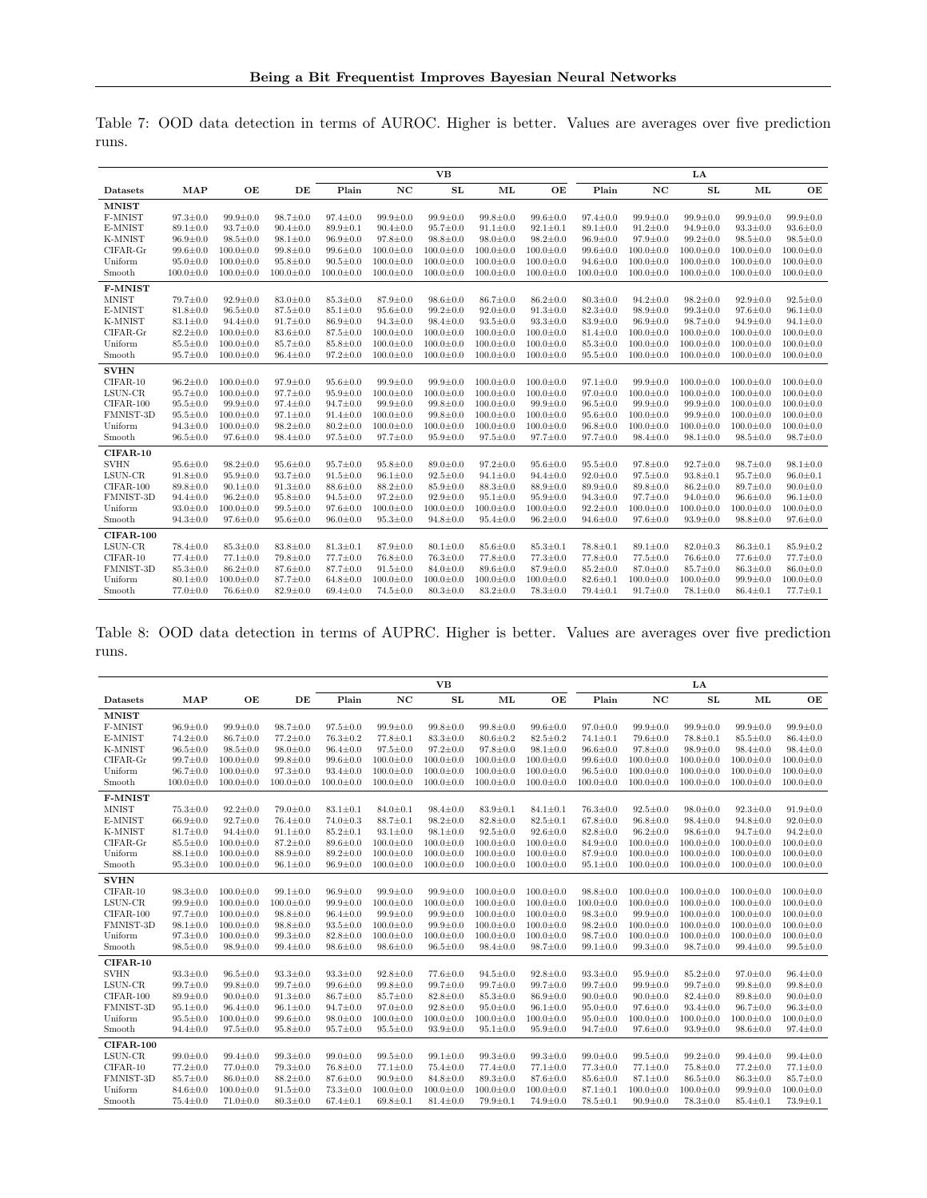Table 7: OOD data detection in terms of AUROC. Higher is better. Values are averages over five prediction runs.

| | | | | VB | | | | | LA | | | | |
|---|---|---|---|---|---|---|---|---|---|---|---|---|---|
| **Datasets** | **MAP** | **OE** | **DE** | **Plain** | **NC** | **SL** | **ML** | **OE** | **Plain** | **NC** | **SL** | **ML** | **OE** |
| **MNIST** | | | | | | | | | | | | | |
| F-MNIST | 97.3±0.0 | 99.9±0.0 | 98.7±0.0 | 97.4±0.0 | 99.9±0.0 | 99.9±0.0 | 99.8±0.0 | 99.6±0.0 | 97.4±0.0 | 99.9±0.0 | 99.9±0.0 | 99.9±0.0 | 99.9±0.0 |
| E-MNIST | 89.1±0.0 | 93.7±0.0 | 90.4±0.0 | 89.9±0.1 | 90.4±0.0 | 95.7±0.0 | 91.1±0.0 | 92.1±0.1 | 89.1±0.0 | 91.2±0.0 | 94.9±0.0 | 93.3±0.0 | 93.6±0.0 |
| K-MNIST | 96.9±0.0 | 98.5±0.0 | 98.1±0.0 | 96.9±0.0 | 97.8±0.0 | 98.8±0.0 | 98.0±0.0 | 98.2±0.0 | 96.9±0.0 | 97.9±0.0 | 99.2±0.0 | 98.5±0.0 | 98.5±0.0 |
| CIFAR-Gr | 99.6±0.0 | 100.0±0.0 | 99.8±0.0 | 99.6±0.0 | 100.0±0.0 | 100.0±0.0 | 100.0±0.0 | 100.0±0.0 | 99.6±0.0 | 100.0±0.0 | 100.0±0.0 | 100.0±0.0 | 100.0±0.0 |
| Uniform | 95.0±0.0 | 100.0±0.0 | 95.8±0.0 | 90.5±0.0 | 100.0±0.0 | 100.0±0.0 | 100.0±0.0 | 100.0±0.0 | 94.6±0.0 | 100.0±0.0 | 100.0±0.0 | 100.0±0.0 | 100.0±0.0 |
| Smooth | 100.0±0.0 | 100.0±0.0 | 100.0±0.0 | 100.0±0.0 | 100.0±0.0 | 100.0±0.0 | 100.0±0.0 | 100.0±0.0 | 100.0±0.0 | 100.0±0.0 | 100.0±0.0 | 100.0±0.0 | 100.0±0.0 |
| **F-MNIST** | | | | | | | | | | | | | |
| MNIST | 79.7±0.0 | 92.9±0.0 | 83.0±0.0 | 85.3±0.0 | 87.9±0.0 | 98.6±0.0 | 86.7±0.0 | 86.2±0.0 | 80.3±0.0 | 94.2±0.0 | 98.2±0.0 | 92.9±0.0 | 92.5±0.0 |
| E-MNIST | 81.8±0.0 | 96.5±0.0 | 87.5±0.0 | 85.1±0.0 | 95.6±0.0 | 99.2±0.0 | 92.0±0.0 | 91.3±0.0 | 82.3±0.0 | 98.9±0.0 | 99.3±0.0 | 97.6±0.0 | 96.1±0.0 |
| K-MNIST | 83.1±0.0 | 94.4±0.0 | 91.7±0.0 | 86.9±0.0 | 94.3±0.0 | 98.4±0.0 | 93.5±0.0 | 93.3±0.0 | 83.9±0.0 | 96.9±0.0 | 98.7±0.0 | 94.9±0.0 | 94.1±0.0 |
| CIFAR-Gr | 82.2±0.0 | 100.0±0.0 | 83.6±0.0 | 87.5±0.0 | 100.0±0.0 | 100.0±0.0 | 100.0±0.0 | 100.0±0.0 | 81.4±0.0 | 100.0±0.0 | 100.0±0.0 | 100.0±0.0 | 100.0±0.0 |
| Uniform | 85.5±0.0 | 100.0±0.0 | 85.7±0.0 | 85.8±0.0 | 100.0±0.0 | 100.0±0.0 | 100.0±0.0 | 100.0±0.0 | 85.3±0.0 | 100.0±0.0 | 100.0±0.0 | 100.0±0.0 | 100.0±0.0 |
| Smooth | 95.7±0.0 | 100.0±0.0 | 96.4±0.0 | 97.2±0.0 | 100.0±0.0 | 100.0±0.0 | 100.0±0.0 | 100.0±0.0 | 95.5±0.0 | 100.0±0.0 | 100.0±0.0 | 100.0±0.0 | 100.0±0.0 |
| **SVHN** | | | | | | | | | | | | | |
| CIFAR-10 | 96.2±0.0 | 100.0±0.0 | 97.9±0.0 | 95.6±0.0 | 99.9±0.0 | 99.9±0.0 | 100.0±0.0 | 100.0±0.0 | 97.1±0.0 | 99.9±0.0 | 100.0±0.0 | 100.0±0.0 | 100.0±0.0 |
| LSUN-CR | 95.7±0.0 | 100.0±0.0 | 97.7±0.0 | 95.9±0.0 | 100.0±0.0 | 100.0±0.0 | 100.0±0.0 | 100.0±0.0 | 97.0±0.0 | 100.0±0.0 | 100.0±0.0 | 100.0±0.0 | 100.0±0.0 |
| CIFAR-100 | 95.5±0.0 | 99.9±0.0 | 97.4±0.0 | 94.7±0.0 | 99.9±0.0 | 99.8±0.0 | 100.0±0.0 | 99.9±0.0 | 96.5±0.0 | 99.9±0.0 | 99.9±0.0 | 100.0±0.0 | 100.0±0.0 |
| FMNIST-3D | 95.5±0.0 | 100.0±0.0 | 97.1±0.0 | 91.4±0.0 | 100.0±0.0 | 99.8±0.0 | 100.0±0.0 | 100.0±0.0 | 95.6±0.0 | 100.0±0.0 | 99.9±0.0 | 100.0±0.0 | 100.0±0.0 |
| Uniform | 94.3±0.0 | 100.0±0.0 | 98.2±0.0 | 80.2±0.0 | 100.0±0.0 | 100.0±0.0 | 100.0±0.0 | 100.0±0.0 | 96.8±0.0 | 100.0±0.0 | 100.0±0.0 | 100.0±0.0 | 100.0±0.0 |
| Smooth | 96.5±0.0 | 97.6±0.0 | 98.4±0.0 | 97.5±0.0 | 97.7±0.0 | 95.9±0.0 | 97.5±0.0 | 97.7±0.0 | 97.7±0.0 | 98.4±0.0 | 98.1±0.0 | 98.5±0.0 | 98.7±0.0 |
| **CIFAR-10** | | | | | | | | | | | | | |
| SVHN | 95.6±0.0 | 98.2±0.0 | 95.6±0.0 | 95.7±0.0 | 95.8±0.0 | 89.0±0.0 | 97.2±0.0 | 95.6±0.0 | 95.5±0.0 | 97.8±0.0 | 92.7±0.0 | 98.7±0.0 | 98.1±0.0 |
| LSUN-CR | 91.8±0.0 | 95.9±0.0 | 93.7±0.0 | 91.5±0.0 | 96.1±0.0 | 92.5±0.0 | 94.1±0.0 | 94.4±0.0 | 92.0±0.0 | 97.5±0.0 | 93.8±0.1 | 95.7±0.0 | 96.0±0.1 |
| CIFAR-100 | 89.8±0.0 | 90.1±0.0 | 91.3±0.0 | 88.6±0.0 | 88.2±0.0 | 85.9±0.0 | 88.3±0.0 | 88.9±0.0 | 89.9±0.0 | 89.8±0.0 | 86.2±0.0 | 89.7±0.0 | 90.0±0.0 |
| FMNIST-3D | 94.4±0.0 | 96.2±0.0 | 95.8±0.0 | 94.5±0.0 | 97.2±0.0 | 92.9±0.0 | 95.1±0.0 | 95.9±0.0 | 94.3±0.0 | 97.7±0.0 | 94.0±0.0 | 96.6±0.0 | 96.1±0.0 |
| Uniform | 93.0±0.0 | 100.0±0.0 | 99.5±0.0 | 97.6±0.0 | 100.0±0.0 | 100.0±0.0 | 100.0±0.0 | 100.0±0.0 | 92.2±0.0 | 100.0±0.0 | 100.0±0.0 | 100.0±0.0 | 100.0±0.0 |
| Smooth | 94.3±0.0 | 97.6±0.0 | 95.6±0.0 | 96.0±0.0 | 95.3±0.0 | 94.8±0.0 | 95.4±0.0 | 96.2±0.0 | 94.6±0.0 | 97.6±0.0 | 93.9±0.0 | 98.8±0.0 | 97.6±0.0 |
| **CIFAR-100** | | | | | | | | | | | | | |
| LSUN-CR | 78.4±0.0 | 85.3±0.0 | 83.8±0.0 | 81.3±0.1 | 87.9±0.0 | 80.1±0.0 | 85.6±0.0 | 85.3±0.1 | 78.8±0.1 | 89.1±0.0 | 82.0±0.3 | 86.3±0.1 | 85.9±0.2 |
| CIFAR-10 | 77.4±0.0 | 77.1±0.0 | 79.8±0.0 | 77.7±0.0 | 76.8±0.0 | 76.3±0.0 | 77.8±0.0 | 77.3±0.0 | 77.8±0.0 | 77.5±0.0 | 76.6±0.0 | 77.6±0.0 | 77.7±0.0 |
| FMNIST-3D | 85.3±0.0 | 86.2±0.0 | 87.6±0.0 | 87.7±0.0 | 91.5±0.0 | 84.0±0.0 | 89.6±0.0 | 87.9±0.0 | 85.2±0.0 | 87.0±0.0 | 85.7±0.0 | 86.3±0.0 | 86.0±0.0 |
| Uniform | 80.1±0.0 | 100.0±0.0 | 87.7±0.0 | 64.8±0.0 | 100.0±0.0 | 100.0±0.0 | 100.0±0.0 | 100.0±0.0 | 82.6±0.1 | 100.0±0.0 | 100.0±0.0 | 99.9±0.0 | 100.0±0.0 |
| Smooth | 77.0±0.0 | 76.6±0.0 | 82.9±0.0 | 69.4±0.0 | 74.5±0.0 | 80.3±0.0 | 83.2±0.0 | 78.3±0.0 | 79.4±0.1 | 91.7±0.0 | 78.1±0.0 | 86.4±0.1 | 77.7±0.1 |

Table 8: OOD data detection in terms of AUPRC. Higher is better. Values are averages over five prediction runs.

| | | | | VB | | | | | LA | | | | |
|---|---|---|---|---|---|---|---|---|---|---|---|---|---|
| **Datasets** | **MAP** | **OE** | **DE** | **Plain** | **NC** | **SL** | **ML** | **OE** | **Plain** | **NC** | **SL** | **ML** | **OE** |
| **MNIST** | | | | | | | | | | | | | |
| F-MNIST | 96.9±0.0 | 99.9±0.0 | 98.7±0.0 | 97.5±0.0 | 99.9±0.0 | 99.8±0.0 | 99.8±0.0 | 99.6±0.0 | 97.0±0.0 | 99.9±0.0 | 99.9±0.0 | 99.9±0.0 | 99.9±0.0 |
| E-MNIST | 74.2±0.0 | 86.7±0.0 | 77.2±0.0 | 76.3±0.2 | 77.8±0.1 | 83.3±0.0 | 80.6±0.2 | 82.5±0.2 | 74.1±0.1 | 79.6±0.0 | 78.8±0.1 | 85.5±0.0 | 86.4±0.0 |
| K-MNIST | 96.5±0.0 | 98.5±0.0 | 98.0±0.0 | 96.4±0.0 | 97.5±0.0 | 97.2±0.0 | 97.8±0.0 | 98.1±0.0 | 96.6±0.0 | 97.8±0.0 | 98.9±0.0 | 98.4±0.0 | 98.4±0.0 |
| CIFAR-Gr | 99.7±0.0 | 100.0±0.0 | 99.8±0.0 | 99.6±0.0 | 100.0±0.0 | 100.0±0.0 | 100.0±0.0 | 100.0±0.0 | 99.6±0.0 | 100.0±0.0 | 100.0±0.0 | 100.0±0.0 | 100.0±0.0 |
| Uniform | 96.7±0.0 | 100.0±0.0 | 97.3±0.0 | 93.4±0.0 | 100.0±0.0 | 100.0±0.0 | 100.0±0.0 | 100.0±0.0 | 96.5±0.0 | 100.0±0.0 | 100.0±0.0 | 100.0±0.0 | 100.0±0.0 |
| Smooth | 100.0±0.0 | 100.0±0.0 | 100.0±0.0 | 100.0±0.0 | 100.0±0.0 | 100.0±0.0 | 100.0±0.0 | 100.0±0.0 | 100.0±0.0 | 100.0±0.0 | 100.0±0.0 | 100.0±0.0 | 100.0±0.0 |
| **F-MNIST** | | | | | | | | | | | | | |
| MNIST | 75.3±0.0 | 92.2±0.0 | 79.0±0.0 | 83.1±0.1 | 84.0±0.1 | 98.4±0.0 | 83.9±0.1 | 84.1±0.1 | 76.3±0.0 | 92.5±0.0 | 98.0±0.0 | 92.3±0.0 | 91.9±0.0 |
| E-MNIST | 66.9±0.0 | 92.7±0.0 | 76.4±0.0 | 74.0±0.3 | 88.7±0.1 | 98.2±0.0 | 82.8±0.0 | 82.5±0.1 | 67.8±0.0 | 96.8±0.0 | 98.4±0.0 | 94.8±0.0 | 92.0±0.0 |
| K-MNIST | 81.7±0.0 | 94.4±0.0 | 91.1±0.0 | 85.2±0.1 | 93.1±0.0 | 98.1±0.0 | 92.5±0.0 | 92.6±0.0 | 82.8±0.0 | 96.2±0.0 | 98.6±0.0 | 94.7±0.0 | 94.2±0.0 |
| CIFAR-Gr | 85.5±0.0 | 100.0±0.0 | 87.2±0.0 | 89.6±0.0 | 100.0±0.0 | 100.0±0.0 | 100.0±0.0 | 100.0±0.0 | 84.9±0.0 | 100.0±0.0 | 100.0±0.0 | 100.0±0.0 | 100.0±0.0 |
| Uniform | 88.1±0.0 | 100.0±0.0 | 88.9±0.0 | 89.2±0.0 | 100.0±0.0 | 100.0±0.0 | 100.0±0.0 | 100.0±0.0 | 87.9±0.0 | 100.0±0.0 | 100.0±0.0 | 100.0±0.0 | 100.0±0.0 |
| Smooth | 95.3±0.0 | 100.0±0.0 | 96.1±0.0 | 96.9±0.0 | 100.0±0.0 | 100.0±0.0 | 100.0±0.0 | 100.0±0.0 | 95.1±0.0 | 100.0±0.0 | 100.0±0.0 | 100.0±0.0 | 100.0±0.0 |
| **SVHN** | | | | | | | | | | | | | |
| CIFAR-10 | 98.3±0.0 | 100.0±0.0 | 99.1±0.0 | 96.9±0.0 | 99.9±0.0 | 99.9±0.0 | 100.0±0.0 | 100.0±0.0 | 98.8±0.0 | 100.0±0.0 | 100.0±0.0 | 100.0±0.0 | 100.0±0.0 |
| LSUN-CR | 99.9±0.0 | 100.0±0.0 | 100.0±0.0 | 99.9±0.0 | 100.0±0.0 | 100.0±0.0 | 100.0±0.0 | 100.0±0.0 | 100.0±0.0 | 100.0±0.0 | 100.0±0.0 | 100.0±0.0 | 100.0±0.0 |
| CIFAR-100 | 97.7±0.0 | 100.0±0.0 | 98.8±0.0 | 96.4±0.0 | 99.9±0.0 | 99.9±0.0 | 100.0±0.0 | 100.0±0.0 | 98.3±0.0 | 99.9±0.0 | 100.0±0.0 | 100.0±0.0 | 100.0±0.0 |
| FMNIST-3D | 98.1±0.0 | 100.0±0.0 | 98.8±0.0 | 93.5±0.0 | 100.0±0.0 | 99.9±0.0 | 100.0±0.0 | 100.0±0.0 | 98.2±0.0 | 100.0±0.0 | 100.0±0.0 | 100.0±0.0 | 100.0±0.0 |
| Uniform | 97.3±0.0 | 100.0±0.0 | 99.3±0.0 | 82.8±0.0 | 100.0±0.0 | 100.0±0.0 | 100.0±0.0 | 100.0±0.0 | 98.7±0.0 | 100.0±0.0 | 100.0±0.0 | 100.0±0.0 | 100.0±0.0 |
| Smooth | 98.5±0.0 | 98.9±0.0 | 99.4±0.0 | 98.6±0.0 | 98.6±0.0 | 96.5±0.0 | 98.4±0.0 | 98.7±0.0 | 99.1±0.0 | 99.3±0.0 | 98.7±0.0 | 99.4±0.0 | 99.5±0.0 |
| **CIFAR-10** | | | | | | | | | | | | | |
| SVHN | 93.3±0.0 | 96.5±0.0 | 93.3±0.0 | 93.3±0.0 | 92.8±0.0 | 77.6±0.0 | 94.5±0.0 | 92.8±0.0 | 93.3±0.0 | 95.9±0.0 | 85.2±0.0 | 97.0±0.0 | 96.4±0.0 |
| LSUN-CR | 99.7±0.0 | 99.8±0.0 | 99.7±0.0 | 99.6±0.0 | 99.8±0.0 | 99.7±0.0 | 99.7±0.0 | 99.7±0.0 | 99.7±0.0 | 99.9±0.0 | 99.7±0.0 | 99.8±0.0 | 99.8±0.0 |
| CIFAR-100 | 89.9±0.0 | 90.0±0.0 | 91.3±0.0 | 86.7±0.0 | 85.7±0.0 | 82.8±0.0 | 85.3±0.0 | 86.9±0.0 | 90.0±0.0 | 90.0±0.0 | 82.4±0.0 | 89.8±0.0 | 90.0±0.0 |
| FMNIST-3D | 95.1±0.0 | 96.4±0.0 | 96.1±0.0 | 94.7±0.0 | 97.0±0.0 | 92.8±0.0 | 95.0±0.0 | 96.1±0.0 | 95.0±0.0 | 97.6±0.0 | 93.4±0.0 | 96.7±0.0 | 96.3±0.0 |
| Uniform | 95.5±0.0 | 100.0±0.0 | 99.6±0.0 | 98.0±0.0 | 100.0±0.0 | 100.0±0.0 | 100.0±0.0 | 100.0±0.0 | 95.0±0.0 | 100.0±0.0 | 100.0±0.0 | 100.0±0.0 | 100.0±0.0 |
| Smooth | 94.4±0.0 | 97.5±0.0 | 95.8±0.0 | 95.7±0.0 | 95.5±0.0 | 93.9±0.0 | 95.1±0.0 | 95.9±0.0 | 94.7±0.0 | 97.6±0.0 | 93.9±0.0 | 98.6±0.0 | 97.4±0.0 |
| **CIFAR-100** | | | | | | | | | | | | | |
| LSUN-CR | 99.0±0.0 | 99.4±0.0 | 99.3±0.0 | 99.0±0.0 | 99.5±0.0 | 99.1±0.0 | 99.3±0.0 | 99.3±0.0 | 99.0±0.0 | 99.5±0.0 | 99.2±0.0 | 99.4±0.0 | 99.4±0.0 |
| CIFAR-10 | 77.2±0.0 | 77.0±0.0 | 79.3±0.0 | 76.8±0.0 | 77.1±0.0 | 75.4±0.0 | 77.4±0.0 | 77.1±0.0 | 77.3±0.0 | 77.1±0.0 | 75.8±0.0 | 77.2±0.0 | 77.1±0.0 |
| FMNIST-3D | 85.7±0.0 | 86.0±0.0 | 88.2±0.0 | 87.6±0.0 | 90.9±0.0 | 84.8±0.0 | 89.3±0.0 | 87.6±0.0 | 85.6±0.0 | 87.1±0.0 | 86.5±0.0 | 86.3±0.0 | 85.7±0.0 |
| Uniform | 84.6±0.0 | 100.0±0.0 | 91.5±0.0 | 73.3±0.0 | 100.0±0.0 | 100.0±0.0 | 100.0±0.0 | 100.0±0.0 | 87.1±0.1 | 100.0±0.0 | 100.0±0.0 | 99.9±0.0 | 100.0±0.0 |
| Smooth | 75.4±0.0 | 71.0±0.0 | 80.3±0.0 | 67.4±0.1 | 69.8±0.1 | 81.4±0.0 | 79.9±0.1 | 74.9±0.0 | 78.5±0.1 | 90.9±0.0 | 78.3±0.0 | 85.4±0.1 | 73.9±0.1 |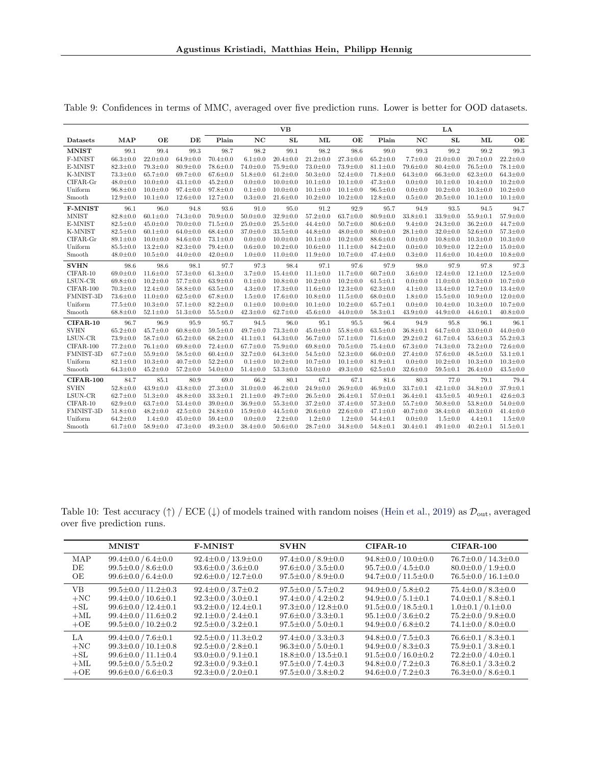Table 9: Confidences in terms of MMC, averaged over five prediction runs. Lower is better for OOD datasets.

| | | | | VB | | | | | LA | | | | |
|---|---|---|---|---|---|---|---|---|---|---|---|---|---|
| **Datasets** | **MAP** | **OE** | **DE** | **Plain** | **NC** | **SL** | **ML** | **OE** | **Plain** | **NC** | **SL** | **ML** | **OE** |
| **MNIST** | 99.1 | 99.4 | 99.3 | 98.7 | 98.2 | 99.1 | 98.2 | 98.6 | 99.0 | 99.3 | 99.2 | 99.2 | 99.3 |
| F-MNIST | 66.3±0.0 | 22.0±0.0 | 64.9±0.0 | 70.4±0.0 | 6.1±0.0 | 20.4±0.0 | 21.2±0.0 | 27.3±0.0 | 65.2±0.0 | 7.7±0.0 | 21.0±0.0 | 20.7±0.0 | 22.2±0.0 |
| E-MNIST | 82.3±0.0 | 79.3±0.0 | 80.9±0.0 | 78.6±0.0 | 74.0±0.0 | 75.9±0.0 | 73.0±0.0 | 73.9±0.0 | 81.1±0.0 | 79.6±0.0 | 80.4±0.0 | 76.5±0.0 | 78.1±0.0 |
| K-MNIST | 73.3±0.0 | 65.7±0.0 | 69.7±0.0 | 67.6±0.0 | 51.8±0.0 | 61.2±0.0 | 50.3±0.0 | 52.4±0.0 | 71.8±0.0 | 64.3±0.0 | 66.3±0.0 | 62.3±0.0 | 64.3±0.0 |
| CIFAR-Gr | 48.0±0.0 | 10.0±0.0 | 43.1±0.0 | 45.2±0.0 | 0.0±0.0 | 10.0±0.0 | 10.1±0.0 | 10.1±0.0 | 47.3±0.0 | 0.0±0.0 | 10.1±0.0 | 10.4±0.0 | 10.2±0.0 |
| Uniform | 96.8±0.0 | 10.0±0.0 | 97.4±0.0 | 97.8±0.0 | 0.1±0.0 | 10.0±0.0 | 10.1±0.0 | 10.1±0.0 | 96.5±0.0 | 0.0±0.0 | 10.2±0.0 | 10.3±0.0 | 10.2±0.0 |
| Smooth | 12.9±0.0 | 10.1±0.0 | 12.6±0.0 | 12.7±0.0 | 0.3±0.0 | 21.6±0.0 | 10.2±0.0 | 10.2±0.0 | 12.8±0.0 | 0.5±0.0 | 20.5±0.0 | 10.1±0.0 | 10.1±0.0 |
| **F-MNIST** | 96.1 | 96.0 | 94.8 | 93.6 | 91.0 | 95.0 | 91.2 | 92.9 | 95.7 | 94.9 | 93.5 | 94.5 | 94.7 |
| MNIST | 82.8±0.0 | 60.1±0.0 | 74.3±0.0 | 70.9±0.0 | 50.0±0.0 | 32.9±0.0 | 57.2±0.0 | 63.7±0.0 | 80.9±0.0 | 33.8±0.1 | 33.9±0.0 | 55.9±0.1 | 57.9±0.0 |
| E-MNIST | 82.5±0.0 | 45.0±0.0 | 70.0±0.0 | 71.5±0.0 | 25.0±0.0 | 25.5±0.0 | 44.4±0.0 | 50.7±0.0 | 80.6±0.0 | 9.4±0.0 | 24.3±0.0 | 36.2±0.0 | 44.7±0.0 |
| K-MNIST | 82.5±0.0 | 60.1±0.0 | 64.0±0.0 | 68.4±0.0 | 37.0±0.0 | 33.5±0.0 | 44.8±0.0 | 48.0±0.0 | 80.0±0.0 | 28.1±0.0 | 32.0±0.0 | 52.6±0.0 | 57.3±0.0 |
| CIFAR-Gr | 89.1±0.0 | 10.0±0.0 | 84.6±0.0 | 73.1±0.0 | 0.0±0.0 | 10.0±0.0 | 10.1±0.0 | 10.2±0.0 | 88.6±0.0 | 0.0±0.0 | 10.8±0.0 | 10.3±0.0 | 10.3±0.0 |
| Uniform | 85.5±0.0 | 13.2±0.0 | 82.3±0.0 | 79.4±0.0 | 0.6±0.0 | 10.2±0.0 | 10.6±0.0 | 11.1±0.0 | 84.2±0.0 | 0.0±0.0 | 10.9±0.0 | 12.2±0.0 | 15.0±0.0 |
| Smooth | 48.0±0.0 | 10.5±0.0 | 44.0±0.0 | 42.0±0.0 | 1.0±0.0 | 11.0±0.0 | 11.9±0.0 | 10.7±0.0 | 47.4±0.0 | 0.3±0.0 | 11.6±0.0 | 10.4±0.0 | 10.8±0.0 |
| **SVHN** | 98.6 | 98.6 | 98.1 | 97.7 | 97.3 | 98.4 | 97.1 | 97.6 | 97.9 | 98.0 | 97.9 | 97.8 | 97.3 |
| CIFAR-10 | 69.0±0.0 | 11.6±0.0 | 57.3±0.0 | 61.3±0.0 | 3.7±0.0 | 15.4±0.0 | 11.1±0.0 | 11.7±0.0 | 60.7±0.0 | 3.6±0.0 | 12.4±0.0 | 12.1±0.0 | 12.5±0.0 |
| LSUN-CR | 69.8±0.0 | 10.2±0.0 | 57.7±0.0 | 63.9±0.0 | 0.1±0.0 | 10.8±0.0 | 10.2±0.0 | 10.2±0.0 | 61.5±0.1 | 0.0±0.0 | 11.0±0.0 | 10.3±0.0 | 10.7±0.0 |
| CIFAR-100 | 70.3±0.0 | 12.4±0.0 | 58.8±0.0 | 63.5±0.0 | 4.3±0.0 | 17.3±0.0 | 11.6±0.0 | 12.3±0.0 | 62.3±0.0 | 4.1±0.0 | 13.4±0.0 | 12.7±0.0 | 13.4±0.0 |
| FMNIST-3D | 73.6±0.0 | 11.0±0.0 | 62.5±0.0 | 67.8±0.0 | 1.5±0.0 | 17.6±0.0 | 10.8±0.0 | 11.5±0.0 | 68.0±0.0 | 1.8±0.0 | 15.5±0.0 | 10.9±0.0 | 12.0±0.0 |
| Uniform | 77.5±0.0 | 10.3±0.0 | 57.1±0.0 | 82.2±0.0 | 0.1±0.0 | 10.0±0.0 | 10.1±0.0 | 10.2±0.0 | 65.7±0.1 | 0.0±0.0 | 10.4±0.0 | 10.3±0.0 | 10.7±0.0 |
| Smooth | 68.8±0.0 | 52.1±0.0 | 51.3±0.0 | 55.5±0.0 | 42.3±0.0 | 62.7±0.0 | 45.6±0.0 | 44.0±0.0 | 58.3±0.1 | 43.9±0.0 | 44.9±0.0 | 44.6±0.1 | 40.8±0.0 |
| **CIFAR-10** | 96.7 | 96.9 | 95.9 | 95.7 | 94.5 | 96.0 | 95.1 | 95.5 | 96.4 | 94.9 | 95.8 | 96.1 | 96.1 |
| SVHN | 65.2±0.0 | 45.7±0.0 | 60.8±0.0 | 59.5±0.0 | 49.7±0.0 | 73.3±0.0 | 45.0±0.0 | 55.8±0.0 | 63.5±0.0 | 36.8±0.1 | 64.7±0.0 | 33.0±0.0 | 44.0±0.0 |
| LSUN-CR | 73.9±0.0 | 58.7±0.0 | 65.2±0.0 | 68.2±0.0 | 41.1±0.1 | 64.3±0.0 | 56.7±0.0 | 57.1±0.0 | 71.6±0.0 | 29.2±0.2 | 61.7±0.4 | 53.6±0.3 | 55.2±0.3 |
| CIFAR-100 | 77.2±0.0 | 76.1±0.0 | 69.8±0.0 | 72.4±0.0 | 67.7±0.0 | 75.9±0.0 | 69.8±0.0 | 70.5±0.0 | 75.4±0.0 | 67.3±0.0 | 74.3±0.0 | 73.2±0.0 | 72.6±0.0 |
| FMNIST-3D | 67.7±0.0 | 55.9±0.0 | 58.5±0.0 | 60.4±0.0 | 32.7±0.0 | 64.3±0.0 | 54.5±0.0 | 52.3±0.0 | 66.0±0.0 | 27.4±0.0 | 57.6±0.0 | 48.5±0.0 | 53.1±0.1 |
| Uniform | 82.1±0.0 | 10.3±0.0 | 40.7±0.0 | 52.2±0.0 | 0.1±0.0 | 10.2±0.0 | 10.7±0.0 | 10.1±0.0 | 81.9±0.1 | 0.0±0.0 | 10.2±0.0 | 10.3±0.0 | 10.3±0.0 |
| Smooth | 64.3±0.0 | 45.2±0.0 | 57.2±0.0 | 54.0±0.0 | 51.4±0.0 | 53.3±0.0 | 53.0±0.0 | 49.3±0.0 | 62.5±0.0 | 32.6±0.0 | 59.5±0.1 | 26.4±0.0 | 43.5±0.0 |
| **CIFAR-100** | 84.7 | 85.1 | 80.9 | 69.0 | 66.2 | 80.1 | 67.1 | 67.1 | 81.6 | 80.3 | 77.0 | 79.1 | 79.4 |
| SVHN | 52.8±0.0 | 43.9±0.0 | 43.8±0.0 | 27.3±0.0 | 31.0±0.0 | 46.2±0.0 | 24.9±0.0 | 26.9±0.0 | 46.9±0.0 | 33.7±0.1 | 42.1±0.0 | 34.8±0.0 | 37.9±0.1 |
| LSUN-CR | 62.7±0.0 | 51.3±0.0 | 48.8±0.0 | 33.3±0.1 | 21.1±0.0 | 49.7±0.0 | 26.5±0.0 | 26.4±0.1 | 57.0±0.1 | 36.4±0.1 | 43.5±0.5 | 40.9±0.1 | 42.6±0.3 |
| CIFAR-10 | 62.9±0.0 | 63.7±0.0 | 53.4±0.0 | 39.0±0.0 | 36.9±0.0 | 55.3±0.0 | 37.2±0.0 | 37.4±0.0 | 57.3±0.0 | 55.7±0.0 | 50.8±0.0 | 53.8±0.0 | 54.0±0.0 |
| FMNIST-3D | 51.8±0.0 | 48.2±0.0 | 42.5±0.0 | 24.8±0.0 | 15.9±0.0 | 44.5±0.0 | 20.6±0.0 | 22.6±0.0 | 47.1±0.0 | 40.7±0.0 | 38.4±0.0 | 40.3±0.0 | 41.4±0.0 |
| Uniform | 64.2±0.0 | 1.4±0.0 | 45.0±0.0 | 59.4±0.0 | 0.0±0.0 | 2.2±0.0 | 1.2±0.0 | 1.2±0.0 | 54.4±0.1 | 0.0±0.0 | 1.5±0.0 | 4.4±0.1 | 1.5±0.0 |
| Smooth | 61.7±0.0 | 58.9±0.0 | 47.3±0.0 | 49.3±0.0 | 38.4±0.0 | 50.6±0.0 | 28.7±0.0 | 34.8±0.0 | 54.8±0.1 | 30.4±0.1 | 49.1±0.0 | 40.2±0.1 | 51.5±0.1 |

Table 10: Test accuracy (↑) / ECE (↓) of models trained with random noises (Hein et al., 2019) as $\mathcal{D}_{\text{out}}$, averaged over five prediction runs.

| | **MNIST** | **F-MNIST** | **SVHN** | **CIFAR-10** | **CIFAR-100** |
|---|---|---|---|---|---|
| MAP | 99.4±0.0 / 6.4±0.0 | 92.4±0.0 / 13.9±0.0 | 97.4±0.0 / 8.9±0.0 | 94.8±0.0 / 10.0±0.0 | 76.7±0.0 / 14.3±0.0 |
| DE | 99.5±0.0 / 8.6±0.0 | 93.6±0.0 / 3.6±0.0 | 97.6±0.0 / 3.5±0.0 | 95.7±0.0 / 4.5±0.0 | 80.0±0.0 / 1.9±0.0 |
| OE | 99.6±0.0 / 6.4±0.0 | 92.6±0.0 / 12.7±0.0 | 97.5±0.0 / 8.9±0.0 | 94.7±0.0 / 11.5±0.0 | 76.5±0.0 / 16.1±0.0 |
| VB | 99.5±0.0 / 11.2±0.3 | 92.4±0.0 / 3.7±0.2 | 97.5±0.0 / 5.7±0.2 | 94.9±0.0 / 5.8±0.2 | 75.4±0.0 / 8.3±0.0 |
| +NC | 99.4±0.0 / 10.6±0.1 | 92.3±0.0 / 3.0±0.1 | 97.4±0.0 / 4.2±0.2 | 94.9±0.0 / 5.1±0.1 | 74.0±0.1 / 8.8±0.1 |
| +SL | 99.6±0.0 / 12.4±0.1 | 93.2±0.0 / 12.4±0.1 | 97.3±0.0 / 12.8±0.0 | 91.5±0.0 / 18.5±0.1 | 1.0±0.1 / 0.1±0.0 |
| +ML | 99.4±0.0 / 11.6±0.2 | 92.1±0.0 / 2.4±0.1 | 97.6±0.0 / 3.3±0.1 | 95.1±0.0 / 3.6±0.2 | 75.2±0.0 / 9.8±0.0 |
| +OE | 99.5±0.0 / 10.2±0.2 | 92.5±0.0 / 3.2±0.1 | 97.5±0.0 / 5.0±0.1 | 94.9±0.0 / 6.8±0.2 | 74.1±0.0 / 8.0±0.0 |
| LA | 99.4±0.0 / 7.6±0.1 | 92.5±0.0 / 11.3±0.2 | 97.4±0.0 / 3.3±0.3 | 94.8±0.0 / 7.5±0.3 | 76.6±0.1 / 8.3±0.1 |
| +NC | 99.3±0.0 / 10.1±0.8 | 92.5±0.0 / 2.8±0.1 | 96.3±0.0 / 5.0±0.1 | 94.9±0.0 / 8.3±0.3 | 75.9±0.1 / 3.8±0.1 |
| +SL | 99.6±0.0 / 11.1±0.4 | 93.0±0.0 / 9.1±0.1 | 18.8±0.0 / 13.5±0.1 | 91.5±0.0 / 16.0±0.2 | 72.2±0.0 / 4.0±0.1 |
| +ML | 99.5±0.0 / 5.5±0.2 | 92.3±0.0 / 9.3±0.1 | 97.5±0.0 / 7.4±0.3 | 94.8±0.0 / 7.2±0.3 | 76.8±0.1 / 3.3±0.2 |
| +OE | 99.6±0.0 / 6.6±0.3 | 92.3±0.0 / 2.0±0.1 | 97.5±0.0 / 3.8±0.2 | 94.6±0.0 / 7.2±0.3 | 76.3±0.0 / 8.6±0.1 |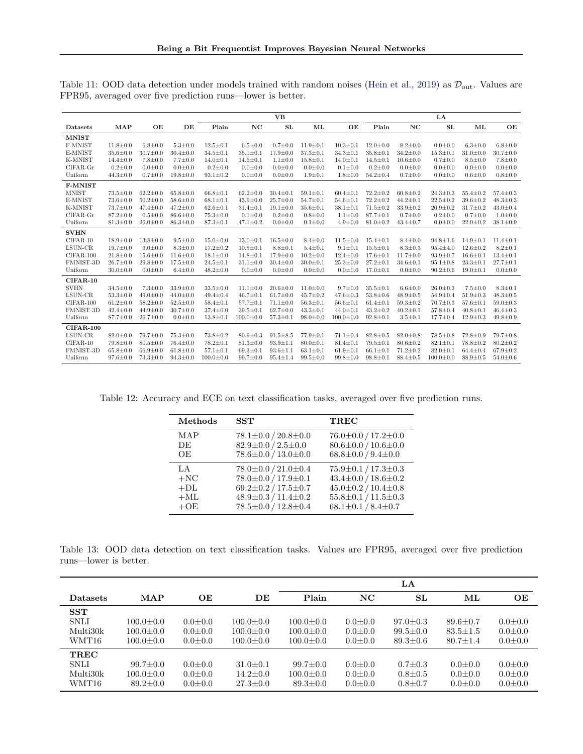Table 11: OOD data detection under models trained with random noises (Hein et al., 2019) as $\mathcal{D}_{\text{out}}$. Values are FPR95, averaged over five prediction runs—lower is better.

| | | | | VB | | | | | LA | | | | |
|---|---|---|---|---|---|---|---|---|---|---|---|---|---|
| **Datasets** | **MAP** | **OE** | **DE** | **Plain** | **NC** | **SL** | **ML** | **OE** | **Plain** | **NC** | **SL** | **ML** | **OE** |
| **MNIST** | | | | | | | | | | | | | |
| F-MNIST | 11.8±0.0 | 6.8±0.0 | 5.3±0.0 | 12.5±0.1 | 6.5±0.0 | 0.7±0.0 | 11.9±0.1 | 10.3±0.1 | 12.0±0.0 | 8.2±0.0 | 0.0±0.0 | 6.3±0.0 | 6.8±0.0 |
| E-MNIST | 35.6±0.0 | 30.7±0.0 | 30.4±0.0 | 34.5±0.1 | 35.1±0.1 | 17.9±0.0 | 37.3±0.1 | 34.3±0.1 | 35.8±0.1 | 34.2±0.0 | 15.3±0.1 | 31.0±0.0 | 30.7±0.0 |
| K-MNIST | 14.4±0.0 | 7.8±0.0 | 7.7±0.0 | 14.0±0.1 | 14.5±0.1 | 1.1±0.0 | 15.8±0.1 | 14.0±0.1 | 14.5±0.1 | 10.6±0.0 | 0.7±0.0 | 8.5±0.0 | 7.8±0.0 |
| CIFAR-Gr | 0.2±0.0 | 0.0±0.0 | 0.0±0.0 | 0.2±0.0 | 0.0±0.0 | 0.0±0.0 | 0.0±0.0 | 0.1±0.0 | 0.2±0.0 | 0.0±0.0 | 0.0±0.0 | 0.0±0.0 | 0.0±0.0 |
| Uniform | 44.3±0.0 | 0.7±0.0 | 19.8±0.0 | 93.1±0.2 | 0.0±0.0 | 0.0±0.0 | 1.9±0.1 | 1.8±0.0 | 54.2±0.4 | 0.7±0.0 | 0.0±0.0 | 0.6±0.0 | 0.8±0.0 |
| **F-MNIST** | | | | | | | | | | | | | |
| MNIST | 73.5±0.0 | 62.2±0.0 | 65.8±0.0 | 66.8±0.1 | 62.2±0.0 | 30.4±0.1 | 59.1±0.1 | 60.4±0.1 | 72.2±0.2 | 60.8±0.2 | 24.3±0.3 | 55.4±0.2 | 57.4±0.3 |
| E-MNIST | 73.6±0.0 | 50.2±0.0 | 58.6±0.0 | 68.1±0.1 | 43.9±0.0 | 25.7±0.0 | 54.7±0.1 | 54.6±0.1 | 72.2±0.2 | 44.2±0.1 | 22.5±0.2 | 39.6±0.2 | 48.3±0.3 |
| K-MNIST | 73.7±0.0 | 47.4±0.0 | 47.2±0.0 | 62.6±0.1 | 31.4±0.1 | 19.1±0.0 | 35.6±0.1 | 38.1±0.1 | 71.5±0.2 | 33.9±0.2 | 20.9±0.2 | 31.7±0.2 | 43.0±0.4 |
| CIFAR-Gr | 87.2±0.0 | 0.5±0.0 | 86.6±0.0 | 75.3±0.0 | 0.1±0.0 | 0.2±0.0 | 0.8±0.0 | 1.1±0.0 | 87.7±0.1 | 0.7±0.0 | 0.2±0.0 | 0.7±0.0 | 1.0±0.0 |
| Uniform | 81.3±0.0 | 26.0±0.0 | 86.3±0.0 | 87.3±0.1 | 47.1±0.2 | 0.0±0.0 | 0.1±0.0 | 4.9±0.0 | 81.0±0.2 | 43.4±0.7 | 0.0±0.0 | 22.0±0.2 | 38.1±0.9 |
| **SVHN** | | | | | | | | | | | | | |
| CIFAR-10 | 18.9±0.0 | 13.8±0.0 | 9.5±0.0 | 15.0±0.0 | 13.0±0.1 | 16.5±0.0 | 8.4±0.0 | 11.5±0.0 | 15.4±0.1 | 8.4±0.0 | 94.8±1.6 | 14.9±0.1 | 11.4±0.1 |
| LSUN-CR | 19.7±0.0 | 9.0±0.0 | 8.3±0.0 | 17.2±0.2 | 10.5±0.1 | 8.8±0.1 | 5.4±0.1 | 9.1±0.1 | 15.5±0.1 | 8.3±0.3 | 95.4±4.0 | 12.6±0.2 | 8.2±0.1 |
| CIFAR-100 | 21.8±0.0 | 15.6±0.0 | 11.6±0.0 | 18.1±0.0 | 14.8±0.1 | 17.9±0.0 | 10.2±0.0 | 12.4±0.0 | 17.6±0.1 | 11.7±0.0 | 93.9±0.7 | 16.6±0.1 | 13.4±0.1 |
| FMNIST-3D | 26.7±0.0 | 29.8±0.0 | 17.5±0.0 | 24.5±0.1 | 31.1±0.0 | 30.4±0.0 | 30.0±0.1 | 25.3±0.0 | 27.2±0.1 | 34.6±0.1 | 95.1±0.8 | 23.3±0.1 | 27.7±0.1 |
| Uniform | 30.0±0.0 | 0.0±0.0 | 6.4±0.0 | 48.2±0.0 | 0.0±0.0 | 0.0±0.0 | 0.0±0.0 | 0.0±0.0 | 17.0±0.1 | 0.0±0.0 | 90.2±0.6 | 19.0±0.1 | 0.0±0.0 |
| **CIFAR-10** | | | | | | | | | | | | | |
| SVHN | 34.5±0.0 | 7.3±0.0 | 33.9±0.0 | 33.5±0.0 | 11.1±0.0 | 20.6±0.0 | 11.0±0.0 | 9.7±0.0 | 35.5±0.1 | 6.6±0.0 | 26.0±0.3 | 7.5±0.0 | 8.3±0.1 |
| LSUN-CR | 53.3±0.0 | 49.0±0.0 | 44.0±0.0 | 49.4±0.4 | 46.7±0.1 | 61.7±0.0 | 45.7±0.2 | 47.6±0.3 | 53.8±0.6 | 48.9±0.5 | 54.9±0.4 | 51.9±0.3 | 48.3±0.5 |
| CIFAR-100 | 61.2±0.0 | 58.2±0.0 | 52.5±0.0 | 58.4±0.1 | 57.7±0.1 | 71.1±0.0 | 56.3±0.1 | 56.6±0.1 | 61.4±0.1 | 59.3±0.2 | 70.7±0.3 | 57.6±0.1 | 59.0±0.3 |
| FMNIST-3D | 42.4±0.0 | 44.9±0.0 | 30.7±0.0 | 37.4±0.0 | 39.5±0.1 | 62.7±0.0 | 43.3±0.1 | 44.0±0.1 | 43.2±0.2 | 40.2±0.1 | 57.8±0.4 | 40.8±0.1 | 46.4±0.3 |
| Uniform | 87.7±0.0 | 26.7±0.0 | 0.0±0.0 | 13.8±0.1 | 100.0±0.0 | 57.3±0.1 | 98.0±0.0 | 100.0±0.0 | 92.8±0.1 | 3.5±0.1 | 17.7±0.4 | 12.9±0.3 | 49.8±0.9 |
| **CIFAR-100** | | | | | | | | | | | | | |
| LSUN-CR | 82.0±0.0 | 79.7±0.0 | 75.3±0.0 | 73.8±0.2 | 80.9±0.3 | 91.5±8.5 | 77.9±0.1 | 71.1±0.4 | 82.8±0.5 | 82.0±0.8 | 78.5±0.8 | 72.8±0.9 | 79.7±0.8 |
| CIFAR-10 | 79.8±0.0 | 80.5±0.0 | 76.4±0.0 | 78.2±0.1 | 81.3±0.0 | 93.9±1.1 | 80.0±0.1 | 81.4±0.1 | 79.5±0.1 | 80.6±0.2 | 82.1±0.1 | 78.8±0.2 | 80.2±0.2 |
| FMNIST-3D | 65.8±0.0 | 66.9±0.0 | 61.8±0.0 | 57.1±0.1 | 69.3±0.1 | 93.6±1.1 | 63.1±0.1 | 61.9±0.1 | 66.1±0.1 | 71.2±0.2 | 82.0±0.1 | 64.4±0.4 | 67.9±0.2 |
| Uniform | 97.6±0.0 | 73.3±0.0 | 94.3±0.0 | 100.0±0.0 | 99.7±0.0 | 95.4±1.4 | 99.5±0.0 | 99.8±0.0 | 98.8±0.1 | 88.4±0.5 | 100.0±0.0 | 88.9±0.5 | 54.0±0.6 |

Table 12: Accuracy and ECE on text classification tasks, averaged over five prediction runs.

| **Methods** | **SST** | **TREC** |
|---|---|---|
| MAP | 78.1±0.0 / 20.8±0.0 | 76.0±0.0 / 17.2±0.0 |
| DE | 82.9±0.0 / 2.5±0.0 | 80.6±0.0 / 10.6±0.0 |
| OE | 78.6±0.0 / 13.0±0.0 | 68.8±0.0 / 9.4±0.0 |
| LA | 78.0±0.0 / 21.0±0.4 | 75.9±0.1 / 17.3±0.3 |
| +NC | 78.0±0.0 / 17.9±0.1 | 43.4±0.0 / 18.6±0.2 |
| +DL | 69.2±0.2 / 17.5±0.7 | 45.0±0.2 / 10.4±0.8 |
| +ML | 48.9±0.3 / 11.4±0.2 | 55.8±0.1 / 11.5±0.3 |
| +OE | 78.5±0.0 / 12.8±0.4 | 68.1±0.1 / 8.4±0.7 |

Table 13: OOD data detection on text classification tasks. Values are FPR95, averaged over five prediction runs—lower is better.

| | | | | LA | | | | |
|---|---|---|---|---|---|---|---|---|
| **Datasets** | **MAP** | **OE** | **DE** | **Plain** | **NC** | **SL** | **ML** | **OE** |
| **SST** | | | | | | | | |
| SNLI | 100.0±0.0 | 0.0±0.0 | 100.0±0.0 | 100.0±0.0 | 0.0±0.0 | 97.0±0.3 | 89.6±0.7 | 0.0±0.0 |
| Multi30k | 100.0±0.0 | 0.0±0.0 | 100.0±0.0 | 100.0±0.0 | 0.0±0.0 | 99.5±0.0 | 83.5±1.5 | 0.0±0.0 |
| WMT16 | 100.0±0.0 | 0.0±0.0 | 100.0±0.0 | 100.0±0.0 | 0.0±0.0 | 89.3±0.6 | 80.7±1.4 | 0.0±0.0 |
| **TREC** | | | | | | | | |
| SNLI | 99.7±0.0 | 0.0±0.0 | 31.0±0.1 | 99.7±0.0 | 0.0±0.0 | 0.7±0.3 | 0.0±0.0 | 0.0±0.0 |
| Multi30k | 100.0±0.0 | 0.0±0.0 | 14.2±0.0 | 100.0±0.0 | 0.0±0.0 | 0.8±0.5 | 0.0±0.0 | 0.0±0.0 |
| WMT16 | 89.2±0.0 | 0.0±0.0 | 27.3±0.0 | 89.3±0.0 | 0.0±0.0 | 0.8±0.7 | 0.0±0.0 | 0.0±0.0 |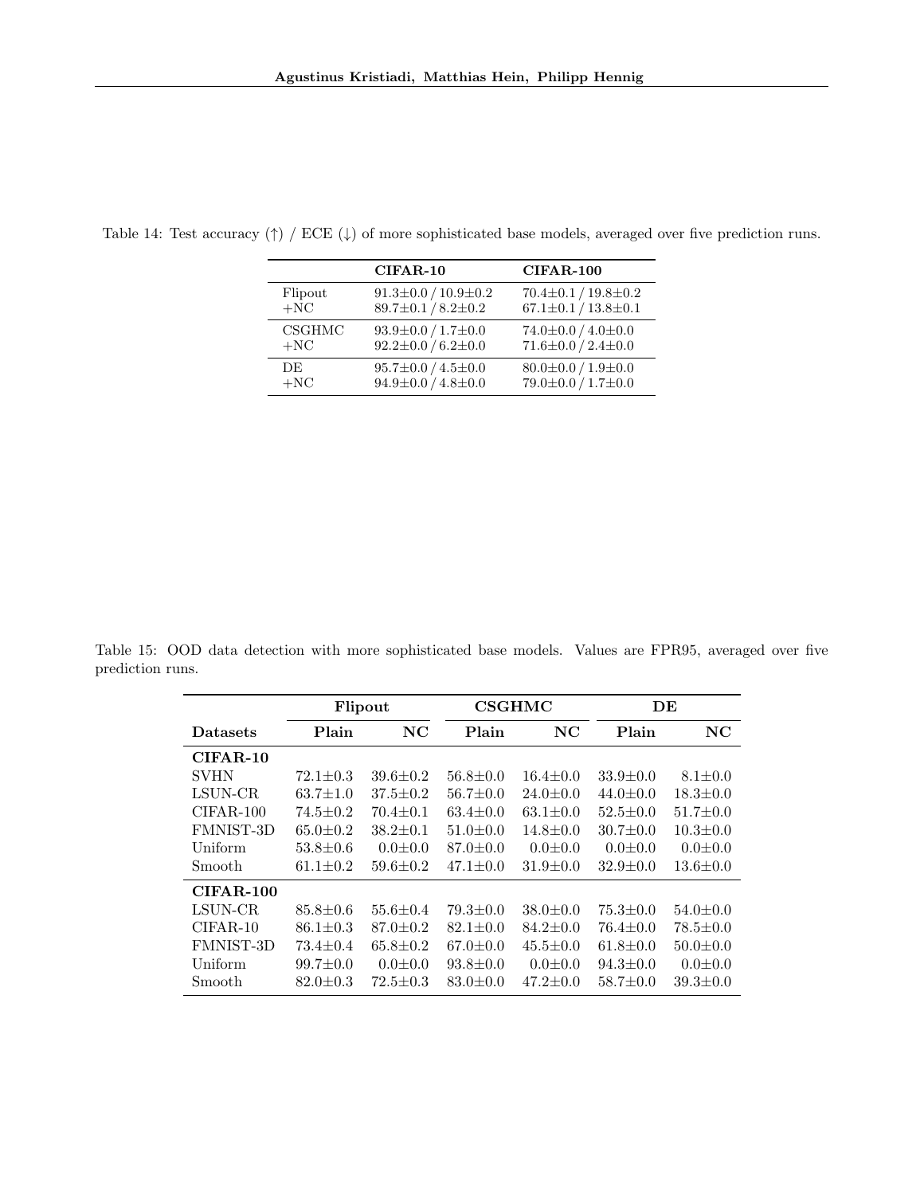Table 14: Test accuracy (↑) / ECE (↓) of more sophisticated base models, averaged over five prediction runs.

| | **CIFAR-10** | **CIFAR-100** |
|---|---|---|
| Flipout | 91.3±0.0 / 10.9±0.2 | 70.4±0.1 / 19.8±0.2 |
| +NC | 89.7±0.1 / 8.2±0.2 | 67.1±0.1 / 13.8±0.1 |
| CSGHMC | 93.9±0.0 / 1.7±0.0 | 74.0±0.0 / 4.0±0.0 |
| +NC | 92.2±0.0 / 6.2±0.0 | 71.6±0.0 / 2.4±0.0 |
| DE | 95.7±0.0 / 4.5±0.0 | 80.0±0.0 / 1.9±0.0 |
| +NC | 94.9±0.0 / 4.8±0.0 | 79.0±0.0 / 1.7±0.0 |

Table 15: OOD data detection with more sophisticated base models. Values are FPR95, averaged over five prediction runs.

| | **Flipout** | | **CSGHMC** | | **DE** | |
|---|---|---|---|---|---|---|
| **Datasets** | **Plain** | **NC** | **Plain** | **NC** | **Plain** | **NC** |
| **CIFAR-10** | | | | | | |
| SVHN | 72.1±0.3 | 39.6±0.2 | 56.8±0.0 | 16.4±0.0 | 33.9±0.0 | 8.1±0.0 |
| LSUN-CR | 63.7±1.0 | 37.5±0.2 | 56.7±0.0 | 24.0±0.0 | 44.0±0.0 | 18.3±0.0 |
| CIFAR-100 | 74.5±0.2 | 70.4±0.1 | 63.4±0.0 | 63.1±0.0 | 52.5±0.0 | 51.7±0.0 |
| FMNIST-3D | 65.0±0.2 | 38.2±0.1 | 51.0±0.0 | 14.8±0.0 | 30.7±0.0 | 10.3±0.0 |
| Uniform | 53.8±0.6 | 0.0±0.0 | 87.0±0.0 | 0.0±0.0 | 0.0±0.0 | 0.0±0.0 |
| Smooth | 61.1±0.2 | 59.6±0.2 | 47.1±0.0 | 31.9±0.0 | 32.9±0.0 | 13.6±0.0 |
| **CIFAR-100** | | | | | | |
| LSUN-CR | 85.8±0.6 | 55.6±0.4 | 79.3±0.0 | 38.0±0.0 | 75.3±0.0 | 54.0±0.0 |
| CIFAR-10 | 86.1±0.3 | 87.0±0.2 | 82.1±0.0 | 84.2±0.0 | 76.4±0.0 | 78.5±0.0 |
| FMNIST-3D | 73.4±0.4 | 65.8±0.2 | 67.0±0.0 | 45.5±0.0 | 61.8±0.0 | 50.0±0.0 |
| Uniform | 99.7±0.0 | 0.0±0.0 | 93.8±0.0 | 0.0±0.0 | 94.3±0.0 | 0.0±0.0 |
| Smooth | 82.0±0.3 | 72.5±0.3 | 83.0±0.0 | 47.2±0.0 | 58.7±0.0 | 39.3±0.0 |